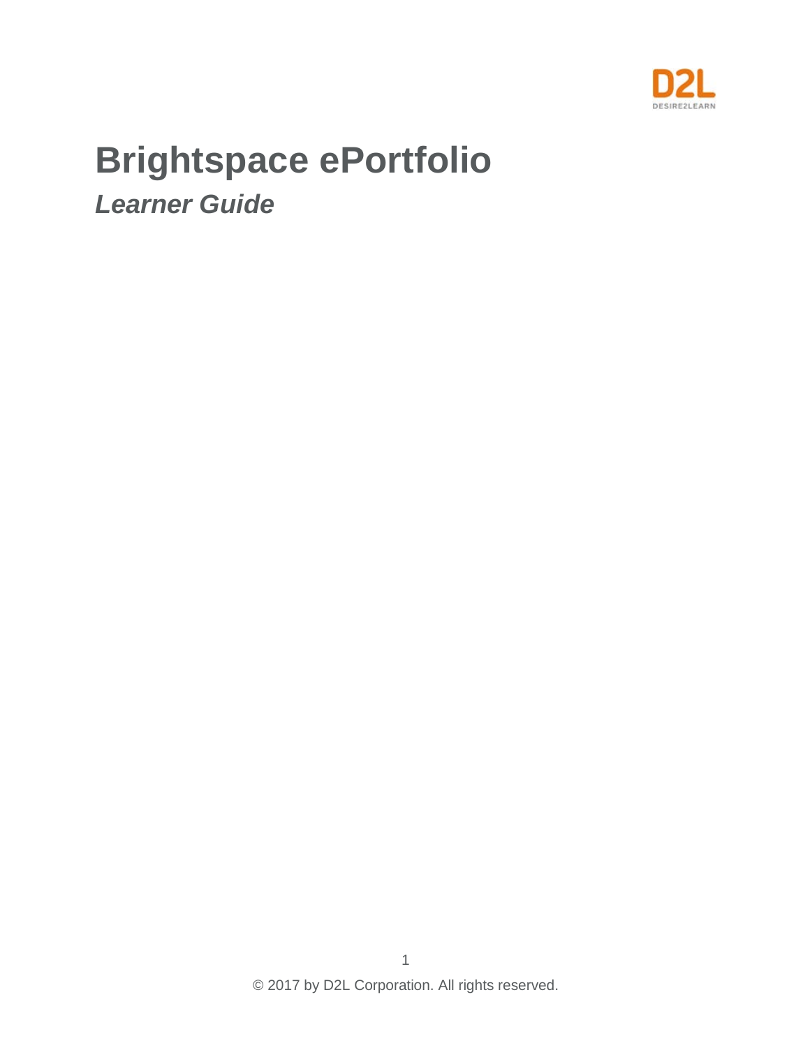# Brightspace ePortfolio

## *Learner Guide*

© 2017 by D2L Corporation. All rights reserved.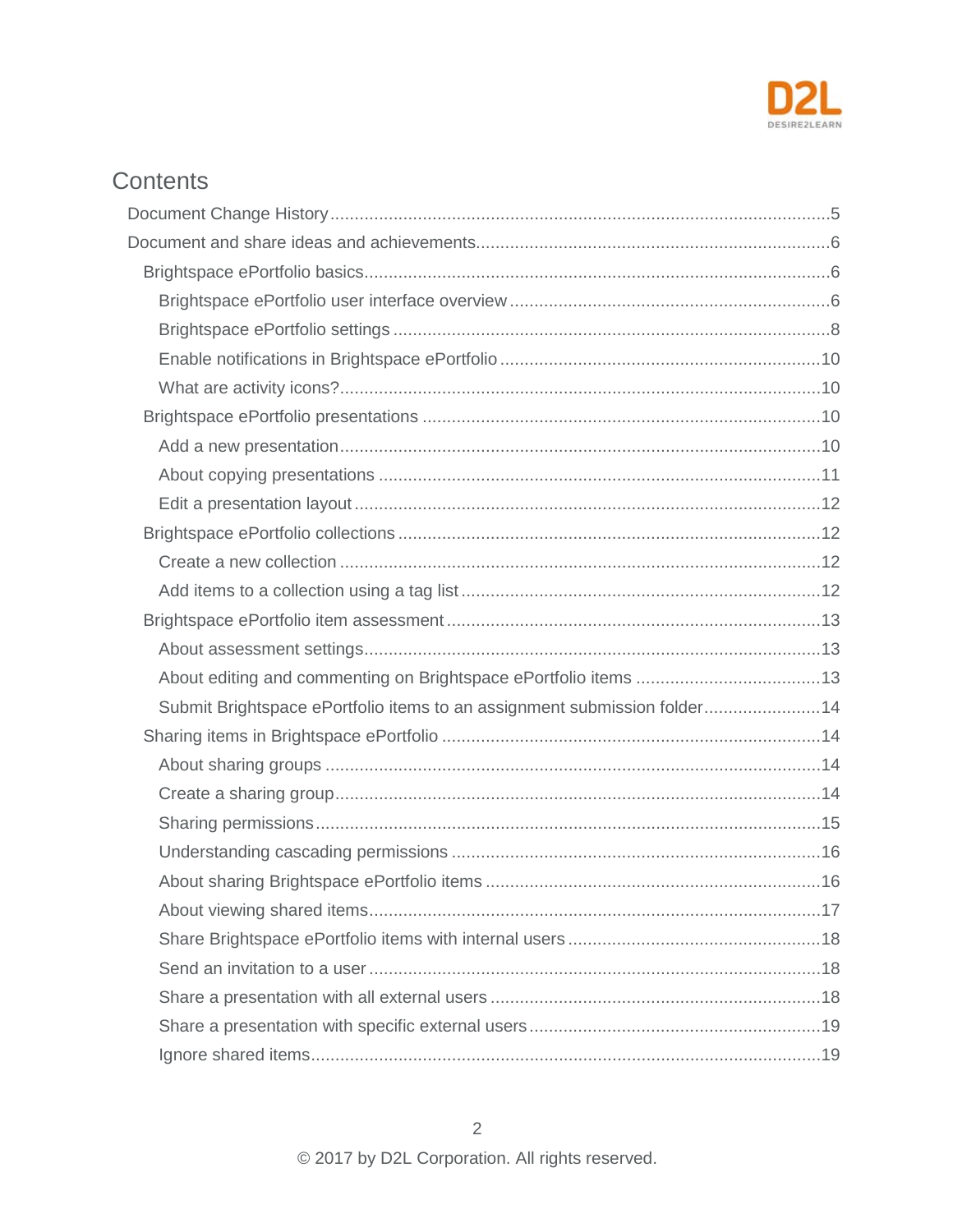# Contents

- Document Change History ........ 5
- Document and share ideas and achievements ........ 6
  - Brightspace ePortfolio basics ........ 6
    - Brightspace ePortfolio user interface overview ........ 6
    - Brightspace ePortfolio settings ........ 8
    - Enable notifications in Brightspace ePortfolio ........ 10
    - What are activity icons? ........ 10
  - Brightspace ePortfolio presentations ........ 10
    - Add a new presentation ........ 10
    - About copying presentations ........ 11
    - Edit a presentation layout ........ 12
  - Brightspace ePortfolio collections ........ 12
    - Create a new collection ........ 12
    - Add items to a collection using a tag list ........ 12
  - Brightspace ePortfolio item assessment ........ 13
    - About assessment settings ........ 13
    - About editing and commenting on Brightspace ePortfolio items ........ 13
    - Submit Brightspace ePortfolio items to an assignment submission folder ........ 14
  - Sharing items in Brightspace ePortfolio ........ 14
    - About sharing groups ........ 14
    - Create a sharing group ........ 14
    - Sharing permissions ........ 15
    - Understanding cascading permissions ........ 16
    - About sharing Brightspace ePortfolio items ........ 16
    - About viewing shared items ........ 17
    - Share Brightspace ePortfolio items with internal users ........ 18
    - Send an invitation to a user ........ 18
    - Share a presentation with all external users ........ 18
    - Share a presentation with specific external users ........ 19
    - Ignore shared items ........ 19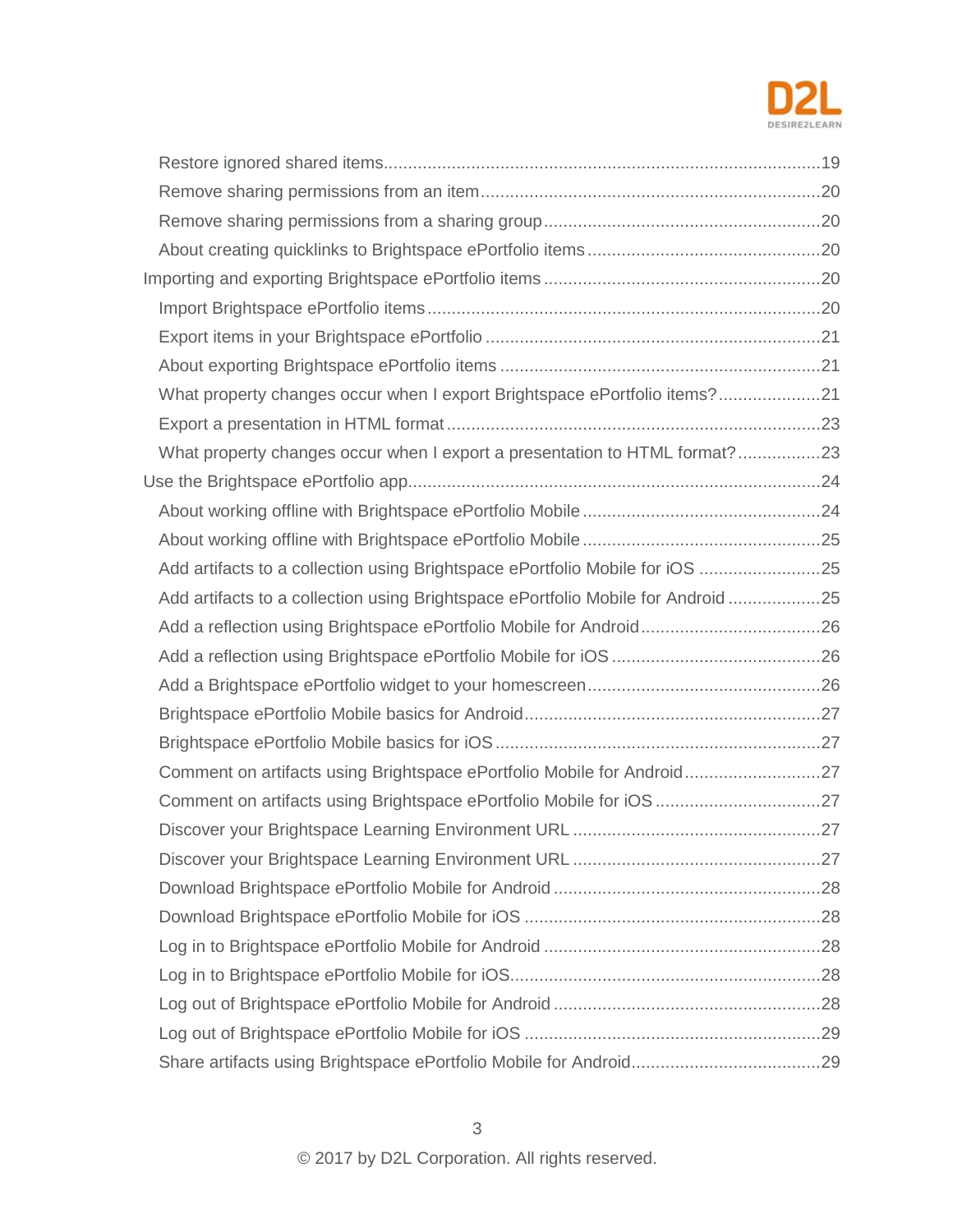- Restore ignored shared items......19
- Remove sharing permissions from an item......20
- Remove sharing permissions from a sharing group......20
- About creating quicklinks to Brightspace ePortfolio items......20

Importing and exporting Brightspace ePortfolio items......20

- Import Brightspace ePortfolio items......20
- Export items in your Brightspace ePortfolio......21
- About exporting Brightspace ePortfolio items......21
- What property changes occur when I export Brightspace ePortfolio items?......21
- Export a presentation in HTML format......23
- What property changes occur when I export a presentation to HTML format?......23

Use the Brightspace ePortfolio app......24

- About working offline with Brightspace ePortfolio Mobile......24
- About working offline with Brightspace ePortfolio Mobile......25
- Add artifacts to a collection using Brightspace ePortfolio Mobile for iOS......25
- Add artifacts to a collection using Brightspace ePortfolio Mobile for Android......25
- Add a reflection using Brightspace ePortfolio Mobile for Android......26
- Add a reflection using Brightspace ePortfolio Mobile for iOS......26
- Add a Brightspace ePortfolio widget to your homescreen......26
- Brightspace ePortfolio Mobile basics for Android......27
- Brightspace ePortfolio Mobile basics for iOS......27
- Comment on artifacts using Brightspace ePortfolio Mobile for Android......27
- Comment on artifacts using Brightspace ePortfolio Mobile for iOS......27
- Discover your Brightspace Learning Environment URL......27
- Discover your Brightspace Learning Environment URL......27
- Download Brightspace ePortfolio Mobile for Android......28
- Download Brightspace ePortfolio Mobile for iOS......28
- Log in to Brightspace ePortfolio Mobile for Android......28
- Log in to Brightspace ePortfolio Mobile for iOS......28
- Log out of Brightspace ePortfolio Mobile for Android......28
- Log out of Brightspace ePortfolio Mobile for iOS......29
- Share artifacts using Brightspace ePortfolio Mobile for Android......29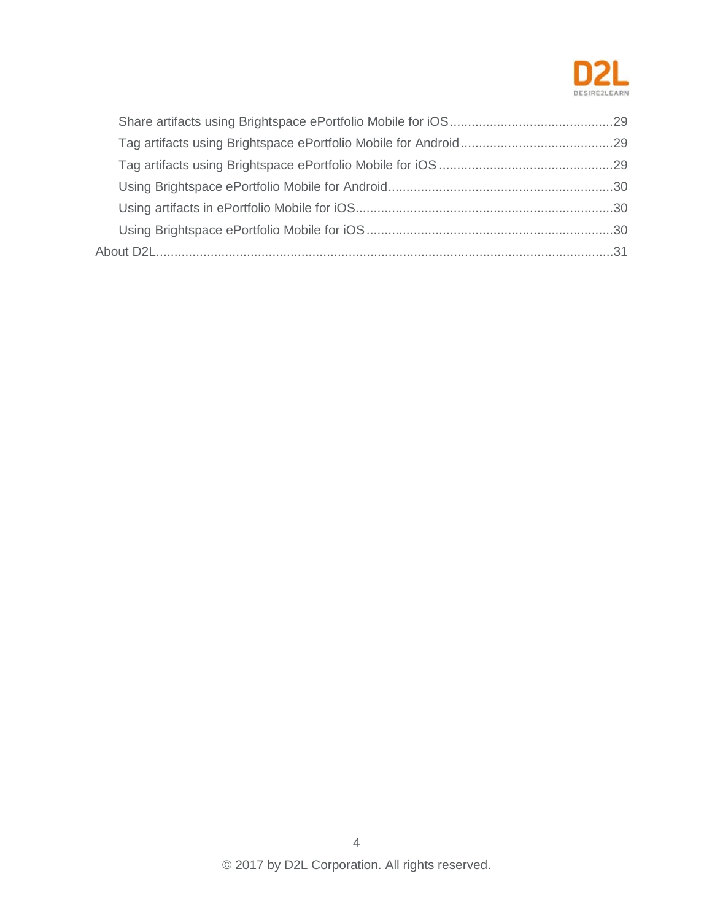Share artifacts using Brightspace ePortfolio Mobile for iOS ............................................29
Tag artifacts using Brightspace ePortfolio Mobile for Android ..........................................29
Tag artifacts using Brightspace ePortfolio Mobile for iOS ................................................29
Using Brightspace ePortfolio Mobile for Android .............................................................30
Using artifacts in ePortfolio Mobile for iOS ......................................................................30
Using Brightspace ePortfolio Mobile for iOS ...................................................................30

About D2L ..............................................................................................................................31

© 2017 by D2L Corporation. All rights reserved.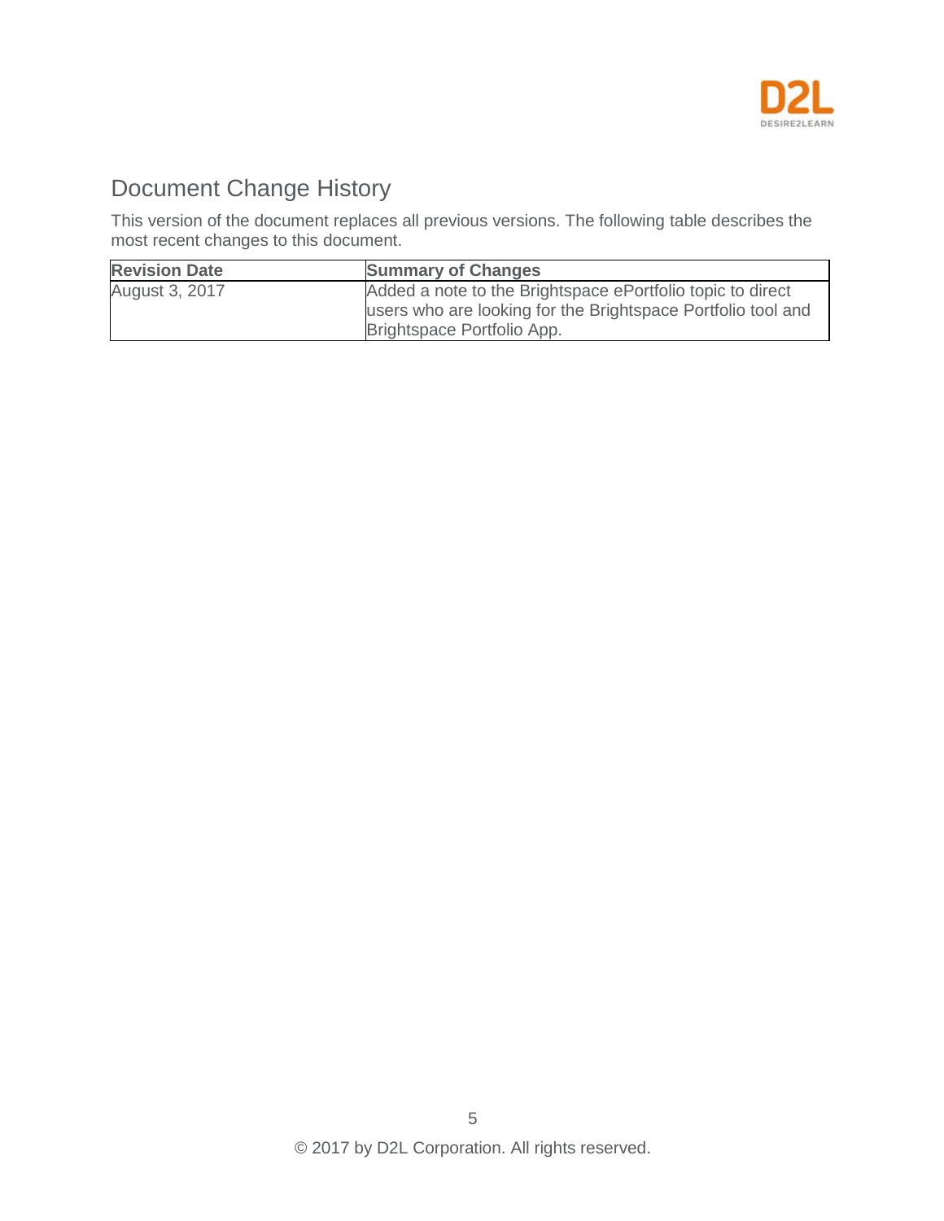# Document Change History

This version of the document replaces all previous versions. The following table describes the most recent changes to this document.

| Revision Date | Summary of Changes |
| --- | --- |
| August 3, 2017 | Added a note to the Brightspace ePortfolio topic to direct users who are looking for the Brightspace Portfolio tool and Brightspace Portfolio App. |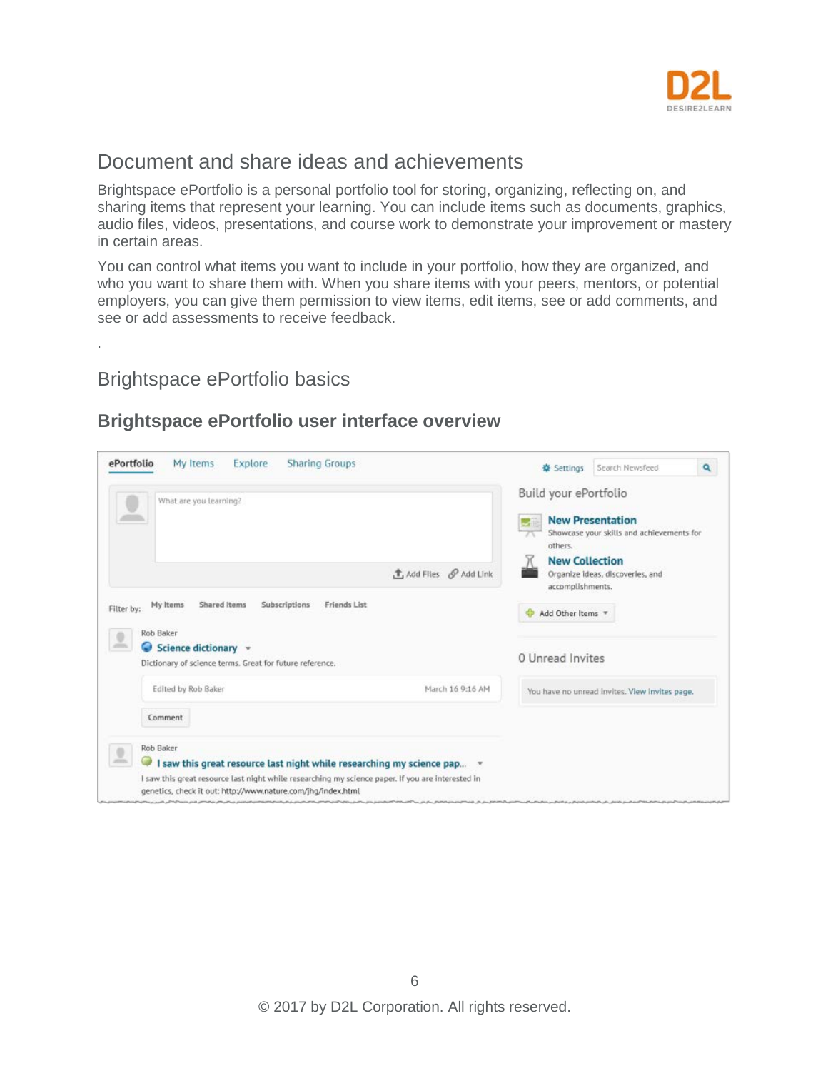# Document and share ideas and achievements

Brightspace ePortfolio is a personal portfolio tool for storing, organizing, reflecting on, and sharing items that represent your learning. You can include items such as documents, graphics, audio files, videos, presentations, and course work to demonstrate your improvement or mastery in certain areas.

You can control what items you want to include in your portfolio, how they are organized, and who you want to share them with. When you share items with your peers, mentors, or potential employers, you can give them permission to view items, edit items, see or add comments, and see or add assessments to receive feedback.

.

# Brightspace ePortfolio basics

## Brightspace ePortfolio user interface overview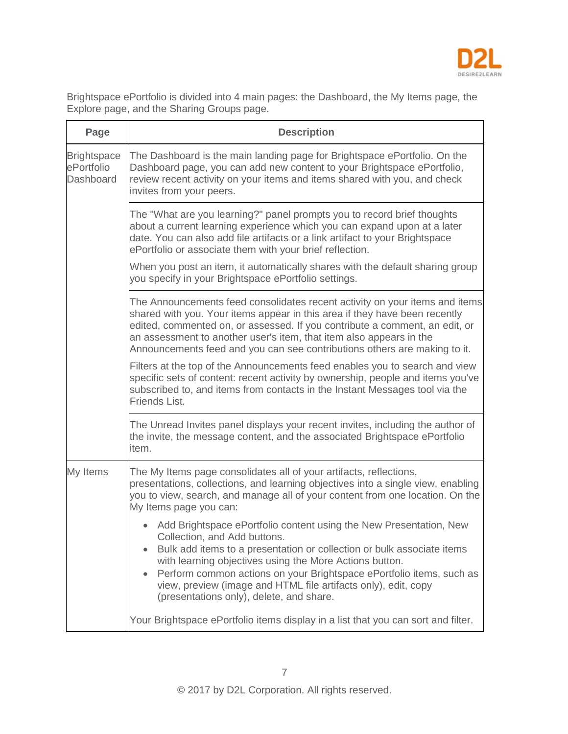Brightspace ePortfolio is divided into 4 main pages: the Dashboard, the My Items page, the Explore page, and the Sharing Groups page.

| Page | Description |
|---|---|
| Brightspace ePortfolio Dashboard | The Dashboard is the main landing page for Brightspace ePortfolio. On the Dashboard page, you can add new content to your Brightspace ePortfolio, review recent activity on your items and items shared with you, and check invites from your peers. |
| | The "What are you learning?" panel prompts you to record brief thoughts about a current learning experience which you can expand upon at a later date. You can also add file artifacts or a link artifact to your Brightspace ePortfolio or associate them with your brief reflection.<br><br>When you post an item, it automatically shares with the default sharing group you specify in your Brightspace ePortfolio settings. |
| | The Announcements feed consolidates recent activity on your items and items shared with you. Your items appear in this area if they have been recently edited, commented on, or assessed. If you contribute a comment, an edit, or an assessment to another user's item, that item also appears in the Announcements feed and you can see contributions others are making to it.<br><br>Filters at the top of the Announcements feed enables you to search and view specific sets of content: recent activity by ownership, people and items you've subscribed to, and items from contacts in the Instant Messages tool via the Friends List. |
| | The Unread Invites panel displays your recent invites, including the author of the invite, the message content, and the associated Brightspace ePortfolio item. |
| My Items | The My Items page consolidates all of your artifacts, reflections, presentations, collections, and learning objectives into a single view, enabling you to view, search, and manage all of your content from one location. On the My Items page you can:<br><br>• Add Brightspace ePortfolio content using the New Presentation, New Collection, and Add buttons.<br>• Bulk add items to a presentation or collection or bulk associate items with learning objectives using the More Actions button.<br>• Perform common actions on your Brightspace ePortfolio items, such as view, preview (image and HTML file artifacts only), edit, copy (presentations only), delete, and share.<br><br>Your Brightspace ePortfolio items display in a list that you can sort and filter. |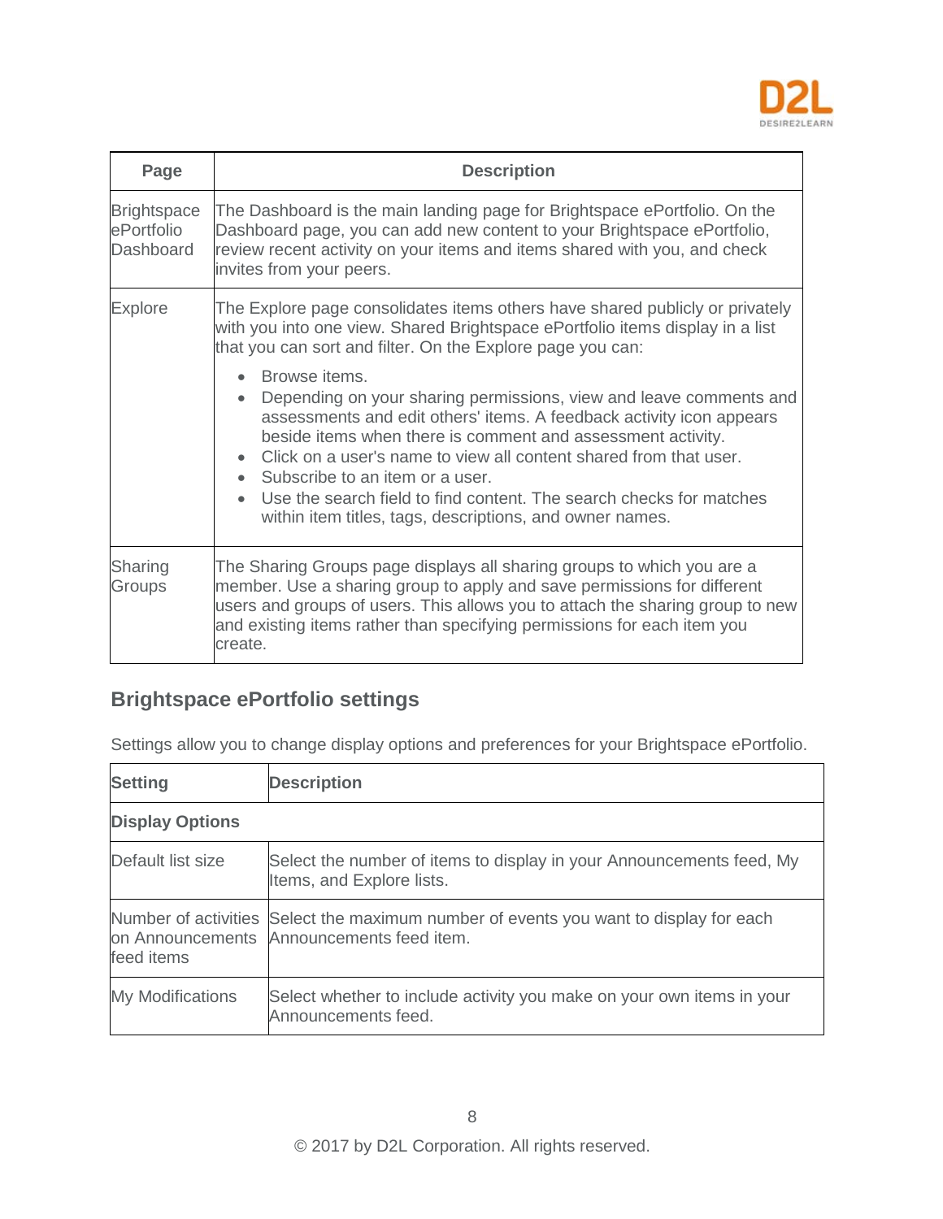| Page | Description |
| --- | --- |
| Brightspace ePortfolio Dashboard | The Dashboard is the main landing page for Brightspace ePortfolio. On the Dashboard page, you can add new content to your Brightspace ePortfolio, review recent activity on your items and items shared with you, and check invites from your peers. |
| Explore | The Explore page consolidates items others have shared publicly or privately with you into one view. Shared Brightspace ePortfolio items display in a list that you can sort and filter. On the Explore page you can:<br>• Browse items.<br>• Depending on your sharing permissions, view and leave comments and assessments and edit others' items. A feedback activity icon appears beside items when there is comment and assessment activity.<br>• Click on a user's name to view all content shared from that user.<br>• Subscribe to an item or a user.<br>• Use the search field to find content. The search checks for matches within item titles, tags, descriptions, and owner names. |
| Sharing Groups | The Sharing Groups page displays all sharing groups to which you are a member. Use a sharing group to apply and save permissions for different users and groups of users. This allows you to attach the sharing group to new and existing items rather than specifying permissions for each item you create. |

## Brightspace ePortfolio settings

Settings allow you to change display options and preferences for your Brightspace ePortfolio.

| Setting | Description |
| --- | --- |
| **Display Options** | |
| Default list size | Select the number of items to display in your Announcements feed, My Items, and Explore lists. |
| Number of activities on Announcements feed items | Select the maximum number of events you want to display for each Announcements feed item. |
| My Modifications | Select whether to include activity you make on your own items in your Announcements feed. |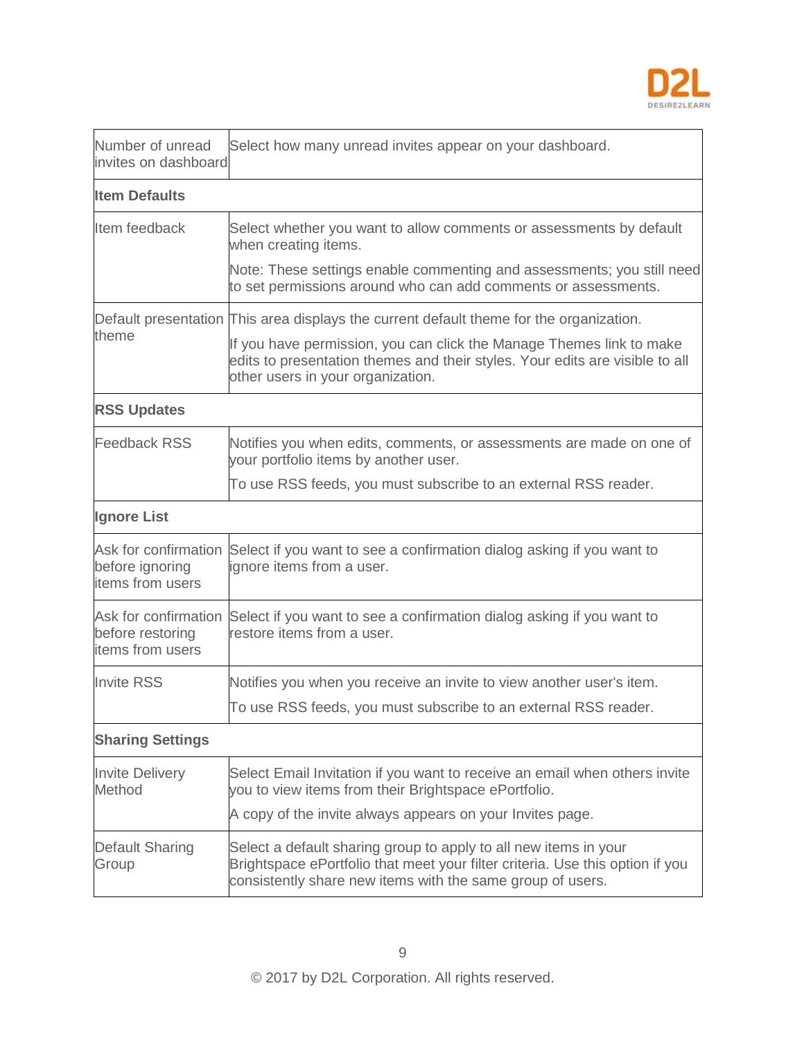| | |
|---|---|
| Number of unread invites on dashboard | Select how many unread invites appear on your dashboard. |
| **Item Defaults** | |
| Item feedback | Select whether you want to allow comments or assessments by default when creating items.<br><br>Note: These settings enable commenting and assessments; you still need to set permissions around who can add comments or assessments. |
| Default presentation theme | This area displays the current default theme for the organization.<br><br>If you have permission, you can click the Manage Themes link to make edits to presentation themes and their styles. Your edits are visible to all other users in your organization. |
| **RSS Updates** | |
| Feedback RSS | Notifies you when edits, comments, or assessments are made on one of your portfolio items by another user.<br><br>To use RSS feeds, you must subscribe to an external RSS reader. |
| **Ignore List** | |
| Ask for confirmation before ignoring items from users | Select if you want to see a confirmation dialog asking if you want to ignore items from a user. |
| Ask for confirmation before restoring items from users | Select if you want to see a confirmation dialog asking if you want to restore items from a user. |
| Invite RSS | Notifies you when you receive an invite to view another user's item.<br><br>To use RSS feeds, you must subscribe to an external RSS reader. |
| **Sharing Settings** | |
| Invite Delivery Method | Select Email Invitation if you want to receive an email when others invite you to view items from their Brightspace ePortfolio.<br><br>A copy of the invite always appears on your Invites page. |
| Default Sharing Group | Select a default sharing group to apply to all new items in your Brightspace ePortfolio that meet your filter criteria. Use this option if you consistently share new items with the same group of users. |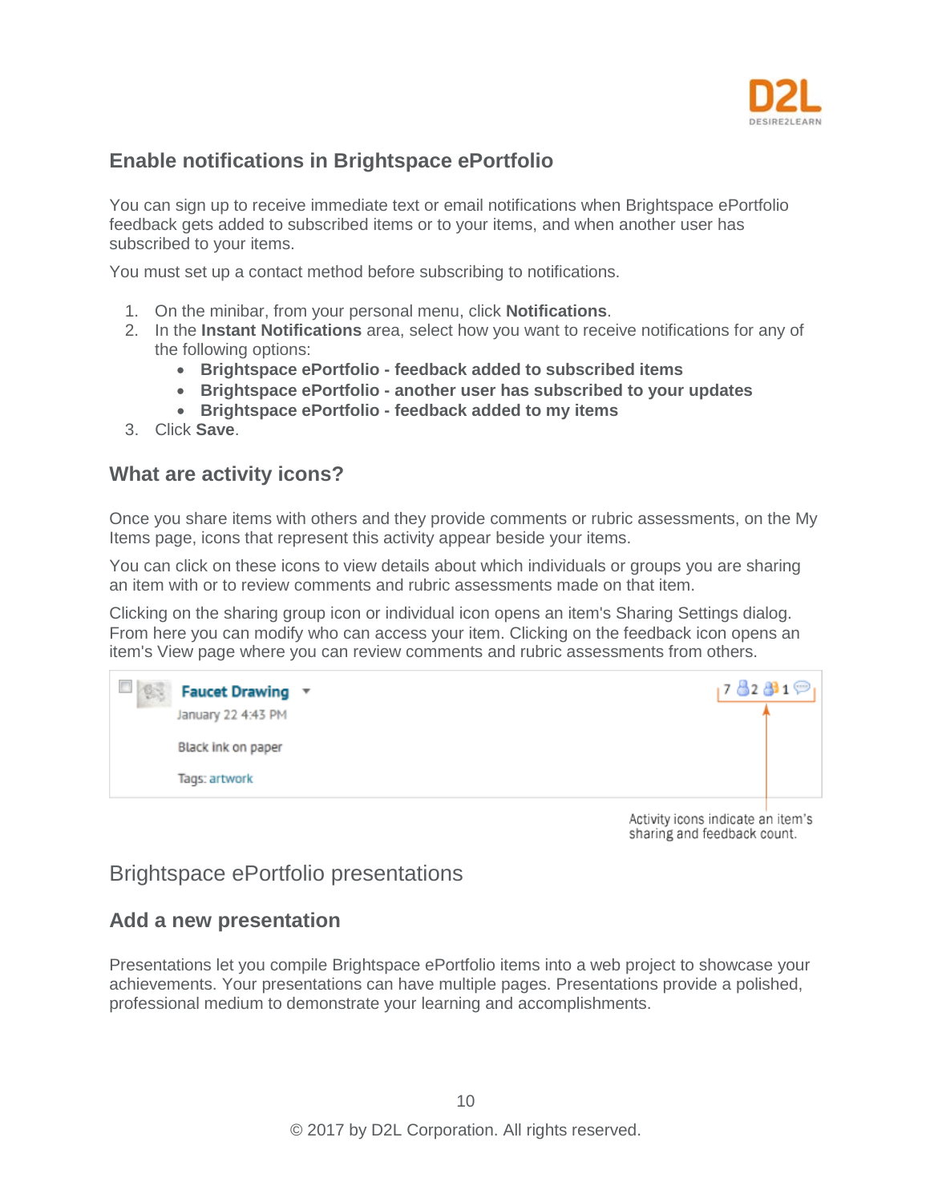## Enable notifications in Brightspace ePortfolio

You can sign up to receive immediate text or email notifications when Brightspace ePortfolio feedback gets added to subscribed items or to your items, and when another user has subscribed to your items.

You must set up a contact method before subscribing to notifications.

1. On the minibar, from your personal menu, click **Notifications**.
2. In the **Instant Notifications** area, select how you want to receive notifications for any of the following options:
   - **Brightspace ePortfolio - feedback added to subscribed items**
   - **Brightspace ePortfolio - another user has subscribed to your updates**
   - **Brightspace ePortfolio - feedback added to my items**
3. Click **Save**.

## What are activity icons?

Once you share items with others and they provide comments or rubric assessments, on the My Items page, icons that represent this activity appear beside your items.

You can click on these icons to view details about which individuals or groups you are sharing an item with or to review comments and rubric assessments made on that item.

Clicking on the sharing group icon or individual icon opens an item's Sharing Settings dialog. From here you can modify who can access your item. Clicking on the feedback icon opens an item's View page where you can review comments and rubric assessments from others.

Faucet Drawing
January 22 4:43 PM
Black ink on paper
Tags: artwork

Activity icons indicate an item's sharing and feedback count.

# Brightspace ePortfolio presentations

## Add a new presentation

Presentations let you compile Brightspace ePortfolio items into a web project to showcase your achievements. Your presentations can have multiple pages. Presentations provide a polished, professional medium to demonstrate your learning and accomplishments.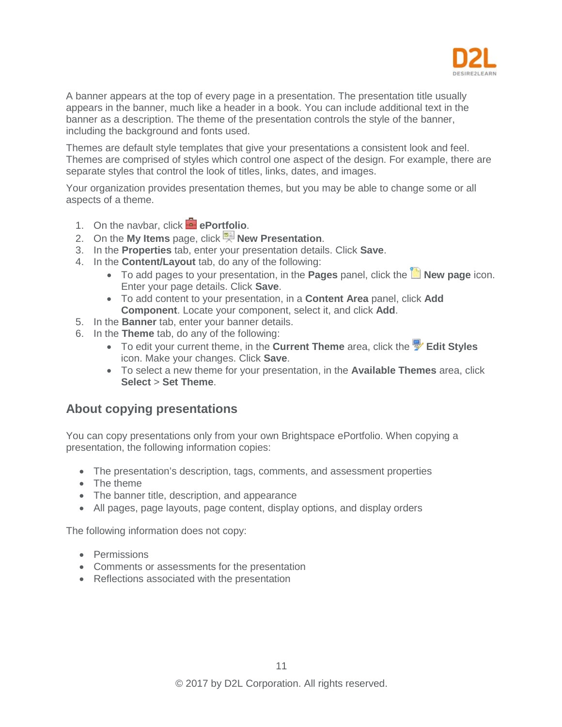A banner appears at the top of every page in a presentation. The presentation title usually appears in the banner, much like a header in a book. You can include additional text in the banner as a description. The theme of the presentation controls the style of the banner, including the background and fonts used.

Themes are default style templates that give your presentations a consistent look and feel. Themes are comprised of styles which control one aspect of the design. For example, there are separate styles that control the look of titles, links, dates, and images.

Your organization provides presentation themes, but you may be able to change some or all aspects of a theme.

1. On the navbar, click **ePortfolio**.
2. On the **My Items** page, click **New Presentation**.
3. In the **Properties** tab, enter your presentation details. Click **Save**.
4. In the **Content/Layout** tab, do any of the following:
    - To add pages to your presentation, in the **Pages** panel, click the **New page** icon. Enter your page details. Click **Save**.
    - To add content to your presentation, in a **Content Area** panel, click **Add Component**. Locate your component, select it, and click **Add**.
5. In the **Banner** tab, enter your banner details.
6. In the **Theme** tab, do any of the following:
    - To edit your current theme, in the **Current Theme** area, click the **Edit Styles** icon. Make your changes. Click **Save**.
    - To select a new theme for your presentation, in the **Available Themes** area, click **Select** > **Set Theme**.

## About copying presentations

You can copy presentations only from your own Brightspace ePortfolio. When copying a presentation, the following information copies:

- The presentation's description, tags, comments, and assessment properties
- The theme
- The banner title, description, and appearance
- All pages, page layouts, page content, display options, and display orders

The following information does not copy:

- Permissions
- Comments or assessments for the presentation
- Reflections associated with the presentation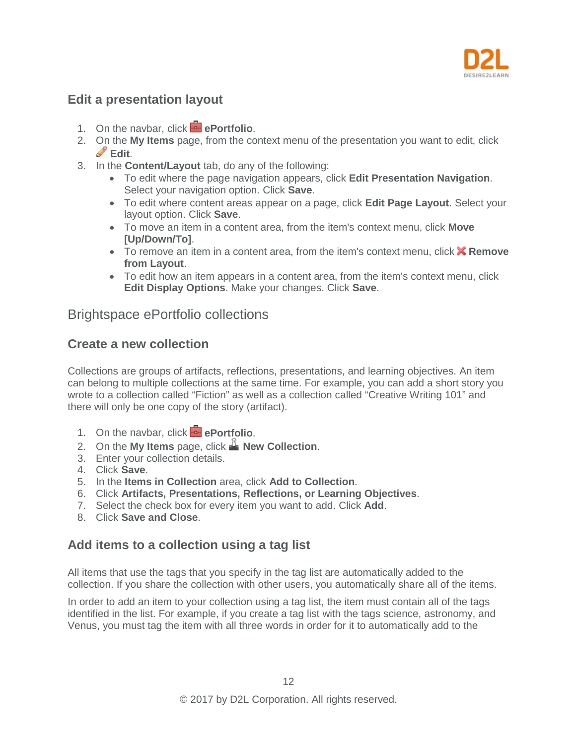### Edit a presentation layout

1. On the navbar, click **ePortfolio**.
2. On the **My Items** page, from the context menu of the presentation you want to edit, click **Edit**.
3. In the **Content/Layout** tab, do any of the following:
   - To edit where the page navigation appears, click **Edit Presentation Navigation**. Select your navigation option. Click **Save**.
   - To edit where content areas appear on a page, click **Edit Page Layout**. Select your layout option. Click **Save**.
   - To move an item in a content area, from the item's context menu, click **Move [Up/Down/To]**.
   - To remove an item in a content area, from the item's context menu, click **Remove from Layout**.
   - To edit how an item appears in a content area, from the item's context menu, click **Edit Display Options**. Make your changes. Click **Save**.

## Brightspace ePortfolio collections

### Create a new collection

Collections are groups of artifacts, reflections, presentations, and learning objectives. An item can belong to multiple collections at the same time. For example, you can add a short story you wrote to a collection called "Fiction" as well as a collection called "Creative Writing 101" and there will only be one copy of the story (artifact).

1. On the navbar, click **ePortfolio**.
2. On the **My Items** page, click **New Collection**.
3. Enter your collection details.
4. Click **Save**.
5. In the **Items in Collection** area, click **Add to Collection**.
6. Click **Artifacts, Presentations, Reflections, or Learning Objectives**.
7. Select the check box for every item you want to add. Click **Add**.
8. Click **Save and Close**.

### Add items to a collection using a tag list

All items that use the tags that you specify in the tag list are automatically added to the collection. If you share the collection with other users, you automatically share all of the items.

In order to add an item to your collection using a tag list, the item must contain all of the tags identified in the list. For example, if you create a tag list with the tags science, astronomy, and Venus, you must tag the item with all three words in order for it to automatically add to the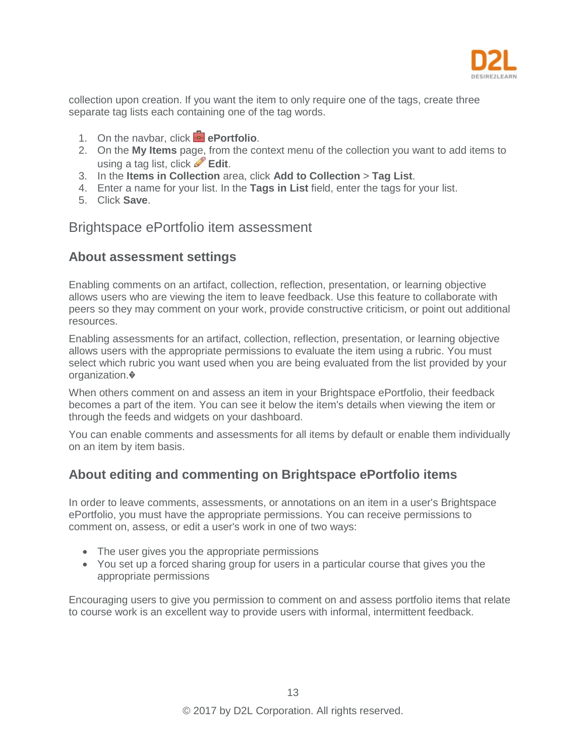collection upon creation. If you want the item to only require one of the tags, create three separate tag lists each containing one of the tag words.

1. On the navbar, click **ePortfolio**.
2. On the **My Items** page, from the context menu of the collection you want to add items to using a tag list, click **Edit**.
3. In the **Items in Collection** area, click **Add to Collection** > **Tag List**.
4. Enter a name for your list. In the **Tags in List** field, enter the tags for your list.
5. Click **Save**.

## Brightspace ePortfolio item assessment

### About assessment settings

Enabling comments on an artifact, collection, reflection, presentation, or learning objective allows users who are viewing the item to leave feedback. Use this feature to collaborate with peers so they may comment on your work, provide constructive criticism, or point out additional resources.

Enabling assessments for an artifact, collection, reflection, presentation, or learning objective allows users with the appropriate permissions to evaluate the item using a rubric. You must select which rubric you want used when you are being evaluated from the list provided by your organization.�

When others comment on and assess an item in your Brightspace ePortfolio, their feedback becomes a part of the item. You can see it below the item's details when viewing the item or through the feeds and widgets on your dashboard.

You can enable comments and assessments for all items by default or enable them individually on an item by item basis.

### About editing and commenting on Brightspace ePortfolio items

In order to leave comments, assessments, or annotations on an item in a user's Brightspace ePortfolio, you must have the appropriate permissions. You can receive permissions to comment on, assess, or edit a user's work in one of two ways:

- The user gives you the appropriate permissions
- You set up a forced sharing group for users in a particular course that gives you the appropriate permissions

Encouraging users to give you permission to comment on and assess portfolio items that relate to course work is an excellent way to provide users with informal, intermittent feedback.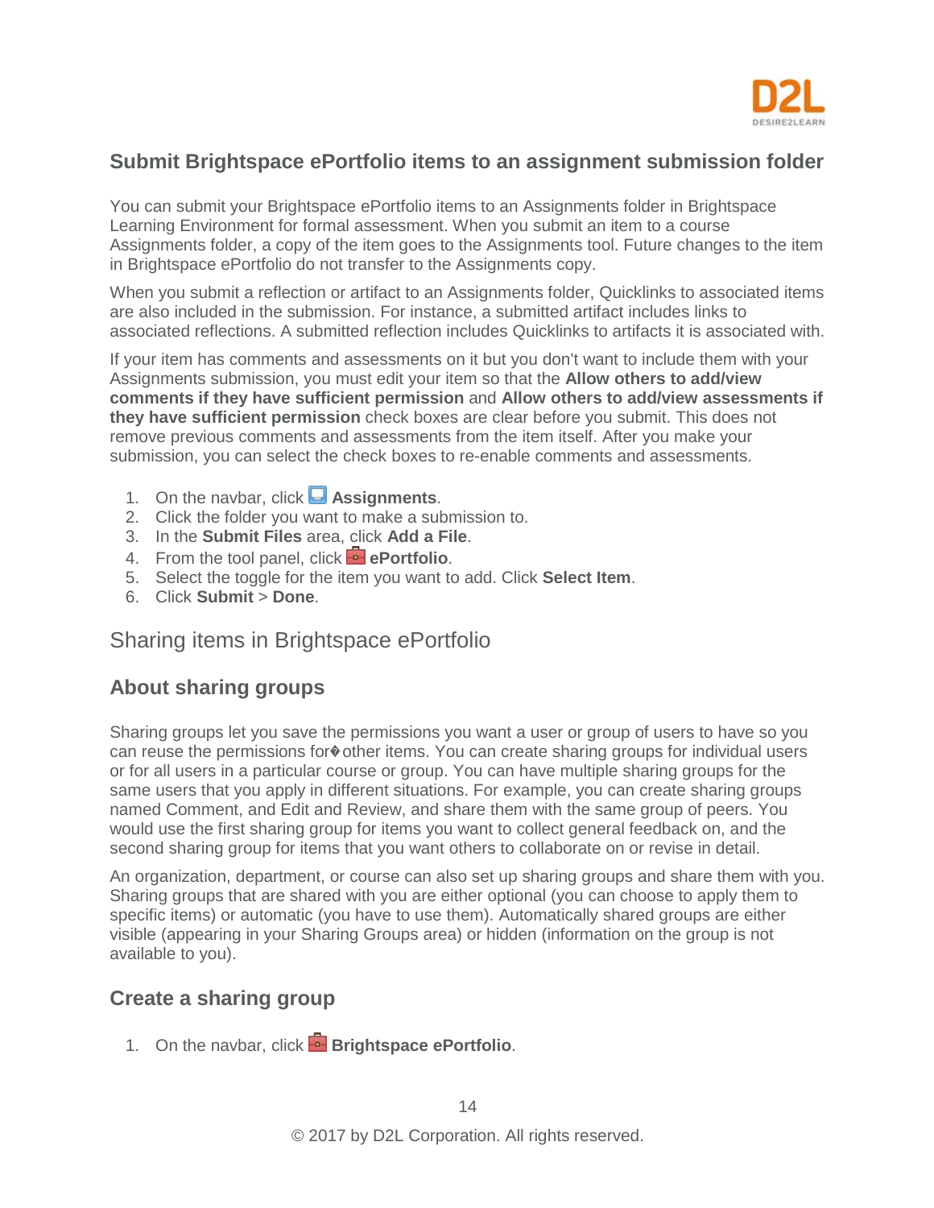## Submit Brightspace ePortfolio items to an assignment submission folder

You can submit your Brightspace ePortfolio items to an Assignments folder in Brightspace Learning Environment for formal assessment. When you submit an item to a course Assignments folder, a copy of the item goes to the Assignments tool. Future changes to the item in Brightspace ePortfolio do not transfer to the Assignments copy.

When you submit a reflection or artifact to an Assignments folder, Quicklinks to associated items are also included in the submission. For instance, a submitted artifact includes links to associated reflections. A submitted reflection includes Quicklinks to artifacts it is associated with.

If your item has comments and assessments on it but you don't want to include them with your Assignments submission, you must edit your item so that the **Allow others to add/view comments if they have sufficient permission** and **Allow others to add/view assessments if they have sufficient permission** check boxes are clear before you submit. This does not remove previous comments and assessments from the item itself. After you make your submission, you can select the check boxes to re-enable comments and assessments.

1. On the navbar, click **Assignments**.
2. Click the folder you want to make a submission to.
3. In the **Submit Files** area, click **Add a File**.
4. From the tool panel, click **ePortfolio**.
5. Select the toggle for the item you want to add. Click **Select Item**.
6. Click **Submit** > **Done**.

# Sharing items in Brightspace ePortfolio

## About sharing groups

Sharing groups let you save the permissions you want a user or group of users to have so you can reuse the permissions for� other items. You can create sharing groups for individual users or for all users in a particular course or group. You can have multiple sharing groups for the same users that you apply in different situations. For example, you can create sharing groups named Comment, and Edit and Review, and share them with the same group of peers. You would use the first sharing group for items you want to collect general feedback on, and the second sharing group for items that you want others to collaborate on or revise in detail.

An organization, department, or course can also set up sharing groups and share them with you. Sharing groups that are shared with you are either optional (you can choose to apply them to specific items) or automatic (you have to use them). Automatically shared groups are either visible (appearing in your Sharing Groups area) or hidden (information on the group is not available to you).

## Create a sharing group

1. On the navbar, click **Brightspace ePortfolio**.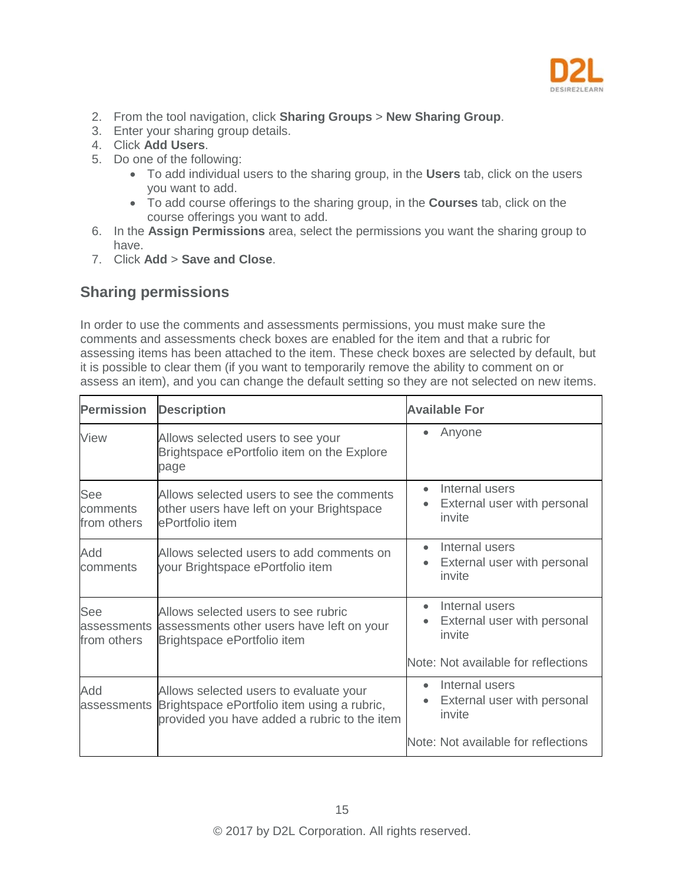2. From the tool navigation, click **Sharing Groups** > **New Sharing Group**.
3. Enter your sharing group details.
4. Click **Add Users**.
5. Do one of the following:
    - To add individual users to the sharing group, in the **Users** tab, click on the users you want to add.
    - To add course offerings to the sharing group, in the **Courses** tab, click on the course offerings you want to add.
6. In the **Assign Permissions** area, select the permissions you want the sharing group to have.
7. Click **Add** > **Save and Close**.

## Sharing permissions

In order to use the comments and assessments permissions, you must make sure the comments and assessments check boxes are enabled for the item and that a rubric for assessing items has been attached to the item. These check boxes are selected by default, but it is possible to clear them (if you want to temporarily remove the ability to comment on or assess an item), and you can change the default setting so they are not selected on new items.

| Permission | Description | Available For |
| --- | --- | --- |
| View | Allows selected users to see your Brightspace ePortfolio item on the Explore page | • Anyone |
| See comments from others | Allows selected users to see the comments other users have left on your Brightspace ePortfolio item | • Internal users<br>• External user with personal invite |
| Add comments | Allows selected users to add comments on your Brightspace ePortfolio item | • Internal users<br>• External user with personal invite |
| See assessments from others | Allows selected users to see rubric assessments other users have left on your Brightspace ePortfolio item | • Internal users<br>• External user with personal invite<br><br>Note: Not available for reflections |
| Add assessments | Allows selected users to evaluate your Brightspace ePortfolio item using a rubric, provided you have added a rubric to the item | • Internal users<br>• External user with personal invite<br><br>Note: Not available for reflections |

© 2017 by D2L Corporation. All rights reserved.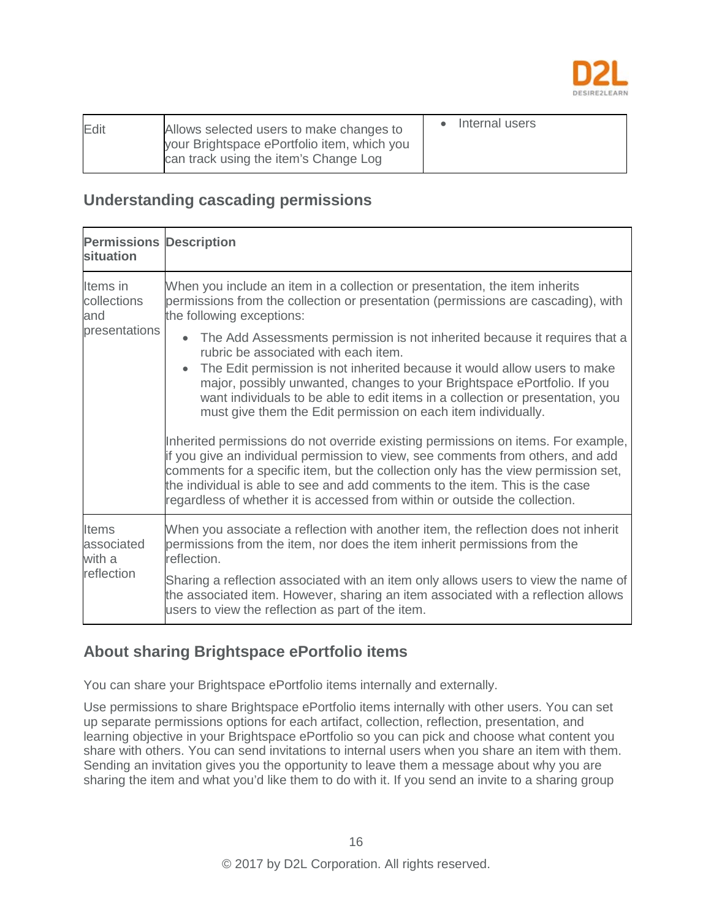| Edit | Allows selected users to make changes to your Brightspace ePortfolio item, which you can track using the item's Change Log | • Internal users |
|---|---|---|

## Understanding cascading permissions

| Permissions situation | Description |
|---|---|
| Items in collections and presentations | When you include an item in a collection or presentation, the item inherits permissions from the collection or presentation (permissions are cascading), with the following exceptions:<br><br>• The Add Assessments permission is not inherited because it requires that a rubric be associated with each item.<br>• The Edit permission is not inherited because it would allow users to make major, possibly unwanted, changes to your Brightspace ePortfolio. If you want individuals to be able to edit items in a collection or presentation, you must give them the Edit permission on each item individually.<br><br>Inherited permissions do not override existing permissions on items. For example, if you give an individual permission to view, see comments from others, and add comments for a specific item, but the collection only has the view permission set, the individual is able to see and add comments to the item. This is the case regardless of whether it is accessed from within or outside the collection. |
| Items associated with a reflection | When you associate a reflection with another item, the reflection does not inherit permissions from the item, nor does the item inherit permissions from the reflection.<br><br>Sharing a reflection associated with an item only allows users to view the name of the associated item. However, sharing an item associated with a reflection allows users to view the reflection as part of the item. |

## About sharing Brightspace ePortfolio items

You can share your Brightspace ePortfolio items internally and externally.

Use permissions to share Brightspace ePortfolio items internally with other users. You can set up separate permissions options for each artifact, collection, reflection, presentation, and learning objective in your Brightspace ePortfolio so you can pick and choose what content you share with others. You can send invitations to internal users when you share an item with them. Sending an invitation gives you the opportunity to leave them a message about why you are sharing the item and what you'd like them to do with it. If you send an invite to a sharing group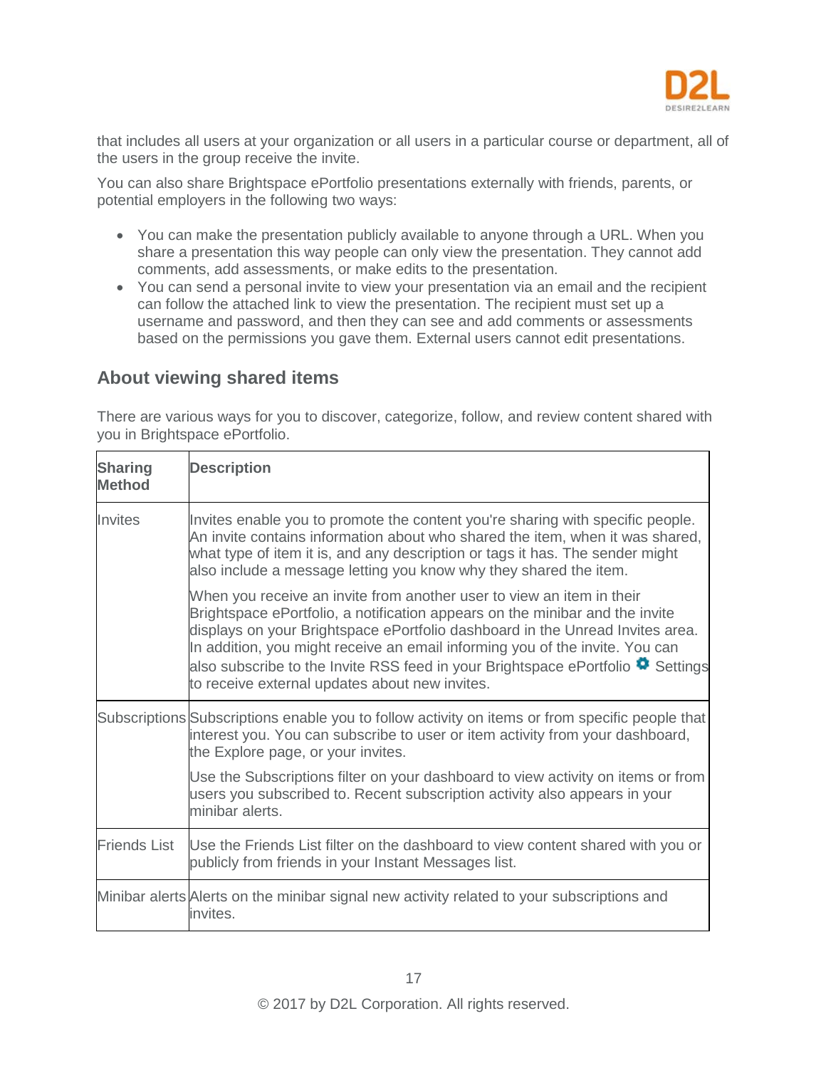that includes all users at your organization or all users in a particular course or department, all of the users in the group receive the invite.

You can also share Brightspace ePortfolio presentations externally with friends, parents, or potential employers in the following two ways:

- You can make the presentation publicly available to anyone through a URL. When you share a presentation this way people can only view the presentation. They cannot add comments, add assessments, or make edits to the presentation.
- You can send a personal invite to view your presentation via an email and the recipient can follow the attached link to view the presentation. The recipient must set up a username and password, and then they can see and add comments or assessments based on the permissions you gave them. External users cannot edit presentations.

## About viewing shared items

There are various ways for you to discover, categorize, follow, and review content shared with you in Brightspace ePortfolio.

| Sharing Method | Description |
|---|---|
| Invites | Invites enable you to promote the content you're sharing with specific people. An invite contains information about who shared the item, when it was shared, what type of item it is, and any description or tags it has. The sender might also include a message letting you know why they shared the item.<br><br>When you receive an invite from another user to view an item in their Brightspace ePortfolio, a notification appears on the minibar and the invite displays on your Brightspace ePortfolio dashboard in the Unread Invites area. In addition, you might receive an email informing you of the invite. You can also subscribe to the Invite RSS feed in your Brightspace ePortfolio Settings to receive external updates about new invites. |
| Subscriptions | Subscriptions enable you to follow activity on items or from specific people that interest you. You can subscribe to user or item activity from your dashboard, the Explore page, or your invites.<br><br>Use the Subscriptions filter on your dashboard to view activity on items or from users you subscribed to. Recent subscription activity also appears in your minibar alerts. |
| Friends List | Use the Friends List filter on the dashboard to view content shared with you or publicly from friends in your Instant Messages list. |
| Minibar alerts | Alerts on the minibar signal new activity related to your subscriptions and invites. |

© 2017 by D2L Corporation. All rights reserved.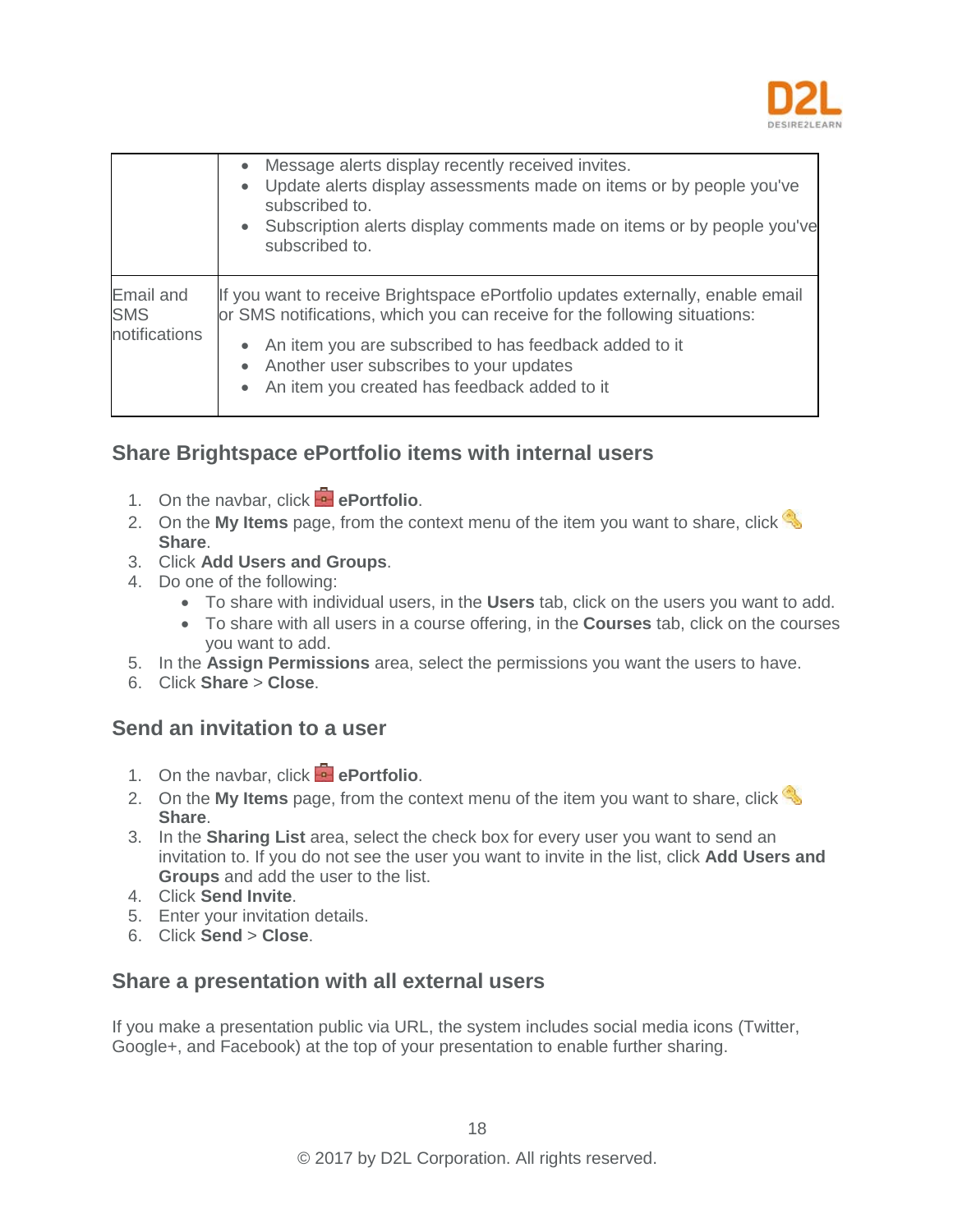| | |
|---|---|
| | • Message alerts display recently received invites.<br>• Update alerts display assessments made on items or by people you've subscribed to.<br>• Subscription alerts display comments made on items or by people you've subscribed to. |
| Email and SMS notifications | If you want to receive Brightspace ePortfolio updates externally, enable email or SMS notifications, which you can receive for the following situations:<br>• An item you are subscribed to has feedback added to it<br>• Another user subscribes to your updates<br>• An item you created has feedback added to it |

## Share Brightspace ePortfolio items with internal users

1. On the navbar, click **ePortfolio**.
2. On the **My Items** page, from the context menu of the item you want to share, click **Share**.
3. Click **Add Users and Groups**.
4. Do one of the following:
   - To share with individual users, in the **Users** tab, click on the users you want to add.
   - To share with all users in a course offering, in the **Courses** tab, click on the courses you want to add.
5. In the **Assign Permissions** area, select the permissions you want the users to have.
6. Click **Share** > **Close**.

## Send an invitation to a user

1. On the navbar, click **ePortfolio**.
2. On the **My Items** page, from the context menu of the item you want to share, click **Share**.
3. In the **Sharing List** area, select the check box for every user you want to send an invitation to. If you do not see the user you want to invite in the list, click **Add Users and Groups** and add the user to the list.
4. Click **Send Invite**.
5. Enter your invitation details.
6. Click **Send** > **Close**.

## Share a presentation with all external users

If you make a presentation public via URL, the system includes social media icons (Twitter, Google+, and Facebook) at the top of your presentation to enable further sharing.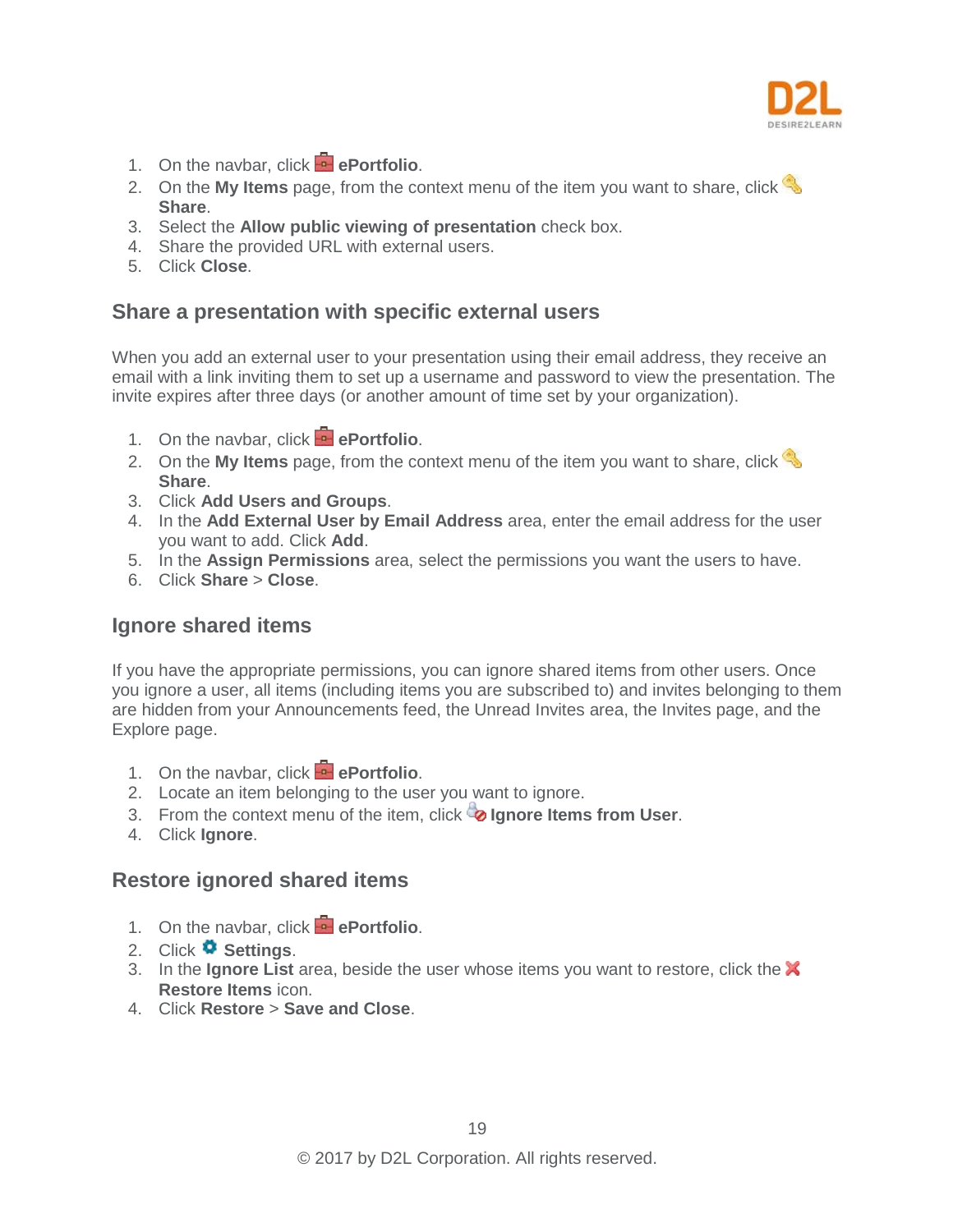1. On the navbar, click **ePortfolio**.
2. On the **My Items** page, from the context menu of the item you want to share, click **Share**.
3. Select the **Allow public viewing of presentation** check box.
4. Share the provided URL with external users.
5. Click **Close**.

## Share a presentation with specific external users

When you add an external user to your presentation using their email address, they receive an email with a link inviting them to set up a username and password to view the presentation. The invite expires after three days (or another amount of time set by your organization).

1. On the navbar, click **ePortfolio**.
2. On the **My Items** page, from the context menu of the item you want to share, click **Share**.
3. Click **Add Users and Groups**.
4. In the **Add External User by Email Address** area, enter the email address for the user you want to add. Click **Add**.
5. In the **Assign Permissions** area, select the permissions you want the users to have.
6. Click **Share** > **Close**.

## Ignore shared items

If you have the appropriate permissions, you can ignore shared items from other users. Once you ignore a user, all items (including items you are subscribed to) and invites belonging to them are hidden from your Announcements feed, the Unread Invites area, the Invites page, and the Explore page.

1. On the navbar, click **ePortfolio**.
2. Locate an item belonging to the user you want to ignore.
3. From the context menu of the item, click **Ignore Items from User**.
4. Click **Ignore**.

## Restore ignored shared items

1. On the navbar, click **ePortfolio**.
2. Click **Settings**.
3. In the **Ignore List** area, beside the user whose items you want to restore, click the **Restore Items** icon.
4. Click **Restore** > **Save and Close**.

© 2017 by D2L Corporation. All rights reserved.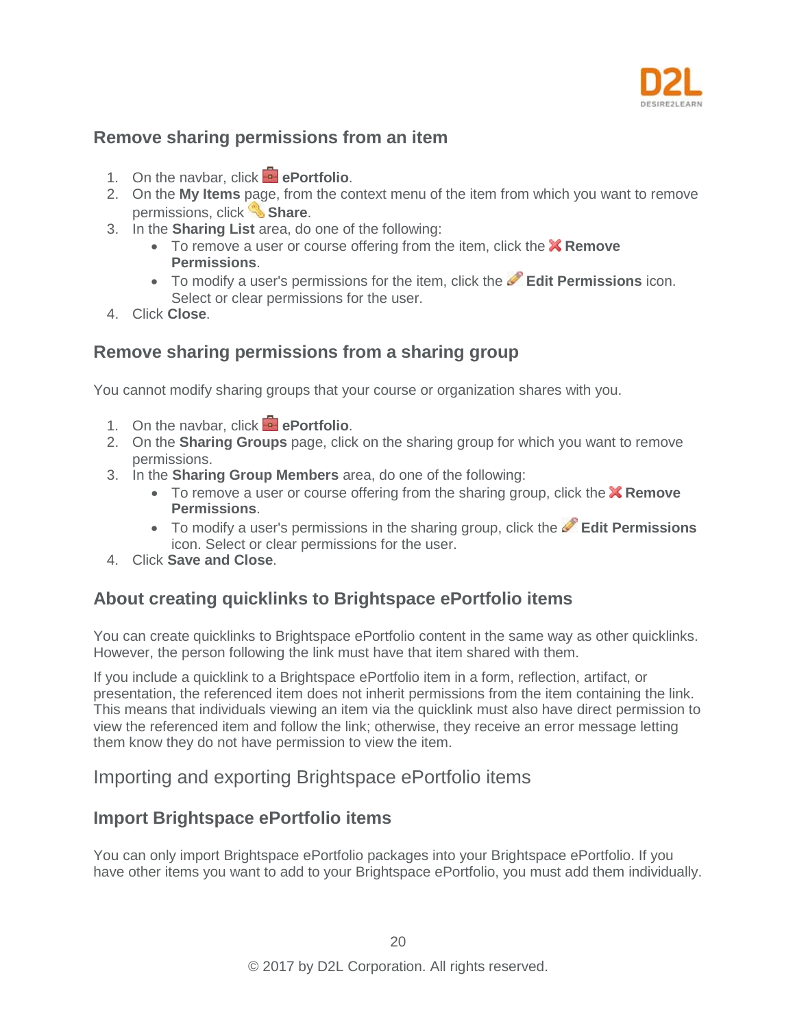### Remove sharing permissions from an item

1. On the navbar, click **ePortfolio**.
2. On the **My Items** page, from the context menu of the item from which you want to remove permissions, click **Share**.
3. In the **Sharing List** area, do one of the following:
   - To remove a user or course offering from the item, click the **Remove Permissions**.
   - To modify a user's permissions for the item, click the **Edit Permissions** icon. Select or clear permissions for the user.
4. Click **Close**.

### Remove sharing permissions from a sharing group

You cannot modify sharing groups that your course or organization shares with you.

1. On the navbar, click **ePortfolio**.
2. On the **Sharing Groups** page, click on the sharing group for which you want to remove permissions.
3. In the **Sharing Group Members** area, do one of the following:
   - To remove a user or course offering from the sharing group, click the **Remove Permissions**.
   - To modify a user's permissions in the sharing group, click the **Edit Permissions** icon. Select or clear permissions for the user.
4. Click **Save and Close**.

### About creating quicklinks to Brightspace ePortfolio items

You can create quicklinks to Brightspace ePortfolio content in the same way as other quicklinks. However, the person following the link must have that item shared with them.

If you include a quicklink to a Brightspace ePortfolio item in a form, reflection, artifact, or presentation, the referenced item does not inherit permissions from the item containing the link. This means that individuals viewing an item via the quicklink must also have direct permission to view the referenced item and follow the link; otherwise, they receive an error message letting them know they do not have permission to view the item.

## Importing and exporting Brightspace ePortfolio items

### Import Brightspace ePortfolio items

You can only import Brightspace ePortfolio packages into your Brightspace ePortfolio. If you have other items you want to add to your Brightspace ePortfolio, you must add them individually.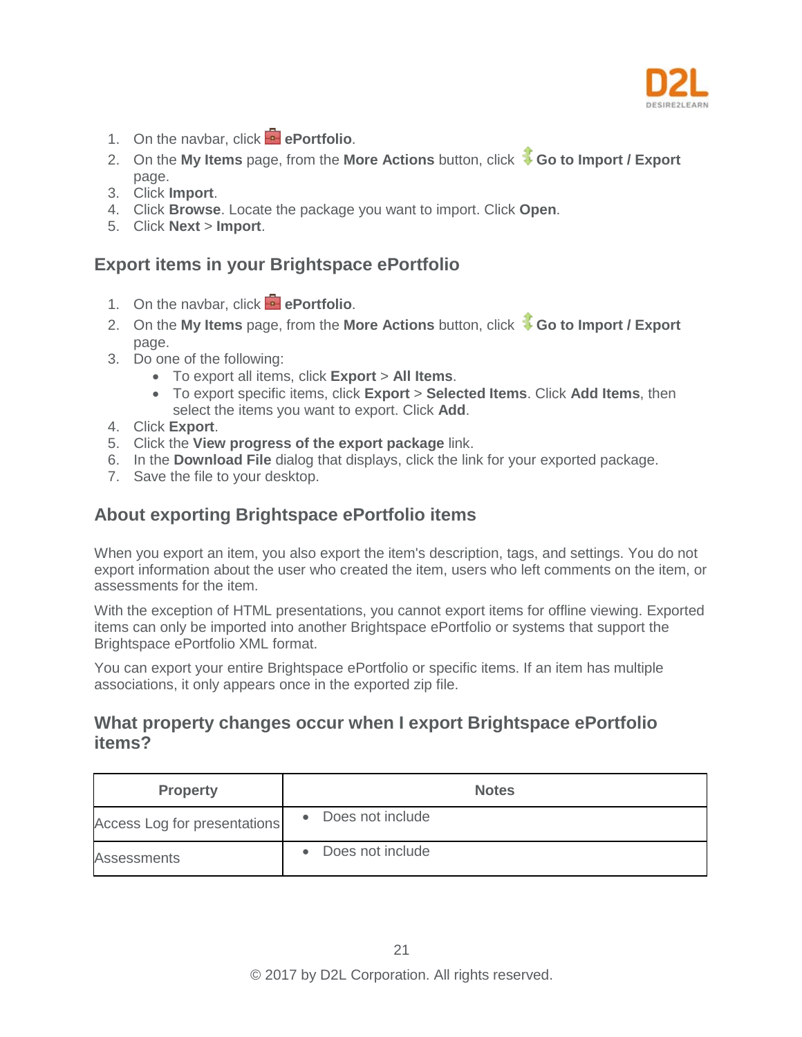1. On the navbar, click **ePortfolio**.
2. On the **My Items** page, from the **More Actions** button, click **Go to Import / Export** page.
3. Click **Import**.
4. Click **Browse**. Locate the package you want to import. Click **Open**.
5. Click **Next** > **Import**.

## Export items in your Brightspace ePortfolio

1. On the navbar, click **ePortfolio**.
2. On the **My Items** page, from the **More Actions** button, click **Go to Import / Export** page.
3. Do one of the following:
   - To export all items, click **Export** > **All Items**.
   - To export specific items, click **Export** > **Selected Items**. Click **Add Items**, then select the items you want to export. Click **Add**.
4. Click **Export**.
5. Click the **View progress of the export package** link.
6. In the **Download File** dialog that displays, click the link for your exported package.
7. Save the file to your desktop.

## About exporting Brightspace ePortfolio items

When you export an item, you also export the item's description, tags, and settings. You do not export information about the user who created the item, users who left comments on the item, or assessments for the item.

With the exception of HTML presentations, you cannot export items for offline viewing. Exported items can only be imported into another Brightspace ePortfolio or systems that support the Brightspace ePortfolio XML format.

You can export your entire Brightspace ePortfolio or specific items. If an item has multiple associations, it only appears once in the exported zip file.

## What property changes occur when I export Brightspace ePortfolio items?

| Property | Notes |
|---|---|
| Access Log for presentations | • Does not include |
| Assessments | • Does not include |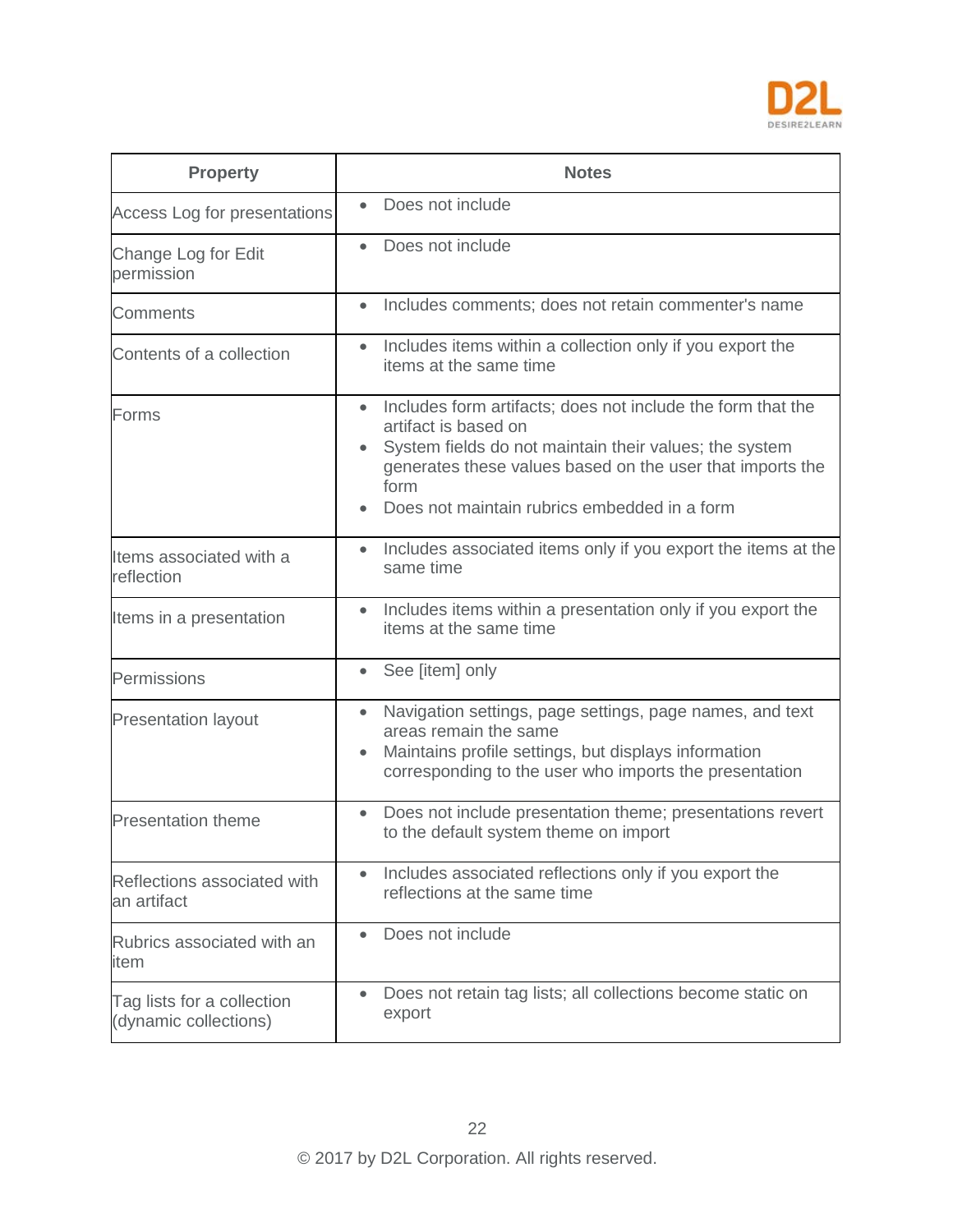| Property | Notes |
| --- | --- |
| Access Log for presentations | • Does not include |
| Change Log for Edit permission | • Does not include |
| Comments | • Includes comments; does not retain commenter's name |
| Contents of a collection | • Includes items within a collection only if you export the items at the same time |
| Forms | • Includes form artifacts; does not include the form that the artifact is based on<br>• System fields do not maintain their values; the system generates these values based on the user that imports the form<br>• Does not maintain rubrics embedded in a form |
| Items associated with a reflection | • Includes associated items only if you export the items at the same time |
| Items in a presentation | • Includes items within a presentation only if you export the items at the same time |
| Permissions | • See [item] only |
| Presentation layout | • Navigation settings, page settings, page names, and text areas remain the same<br>• Maintains profile settings, but displays information corresponding to the user who imports the presentation |
| Presentation theme | • Does not include presentation theme; presentations revert to the default system theme on import |
| Reflections associated with an artifact | • Includes associated reflections only if you export the reflections at the same time |
| Rubrics associated with an item | • Does not include |
| Tag lists for a collection (dynamic collections) | • Does not retain tag lists; all collections become static on export |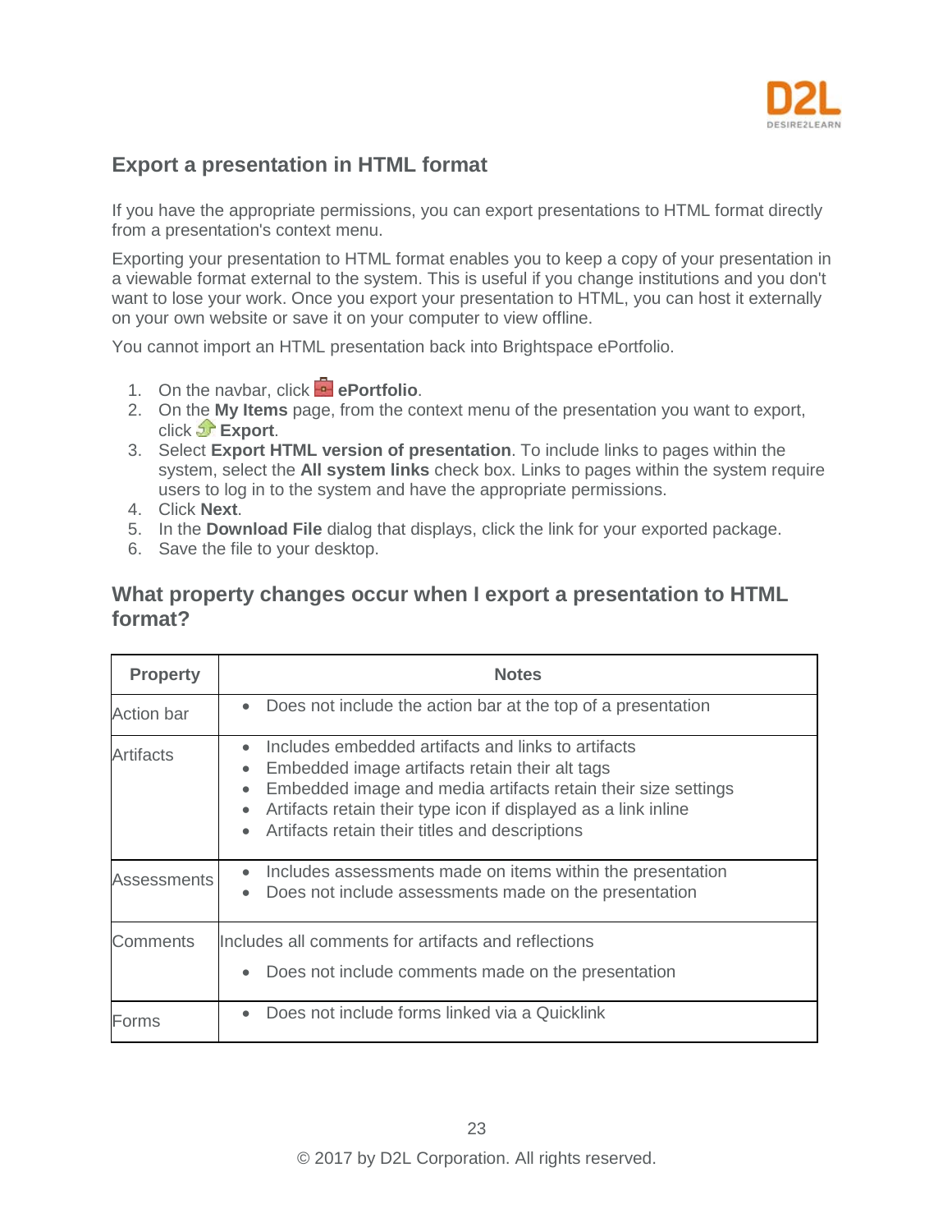## Export a presentation in HTML format

If you have the appropriate permissions, you can export presentations to HTML format directly from a presentation's context menu.

Exporting your presentation to HTML format enables you to keep a copy of your presentation in a viewable format external to the system. This is useful if you change institutions and you don't want to lose your work. Once you export your presentation to HTML, you can host it externally on your own website or save it on your computer to view offline.

You cannot import an HTML presentation back into Brightspace ePortfolio.

1. On the navbar, click **ePortfolio**.
2. On the **My Items** page, from the context menu of the presentation you want to export, click **Export**.
3. Select **Export HTML version of presentation**. To include links to pages within the system, select the **All system links** check box. Links to pages within the system require users to log in to the system and have the appropriate permissions.
4. Click **Next**.
5. In the **Download File** dialog that displays, click the link for your exported package.
6. Save the file to your desktop.

### What property changes occur when I export a presentation to HTML format?

| Property | Notes |
| --- | --- |
| Action bar | • Does not include the action bar at the top of a presentation |
| Artifacts | • Includes embedded artifacts and links to artifacts<br>• Embedded image artifacts retain their alt tags<br>• Embedded image and media artifacts retain their size settings<br>• Artifacts retain their type icon if displayed as a link inline<br>• Artifacts retain their titles and descriptions |
| Assessments | • Includes assessments made on items within the presentation<br>• Does not include assessments made on the presentation |
| Comments | Includes all comments for artifacts and reflections<br>• Does not include comments made on the presentation |
| Forms | • Does not include forms linked via a Quicklink |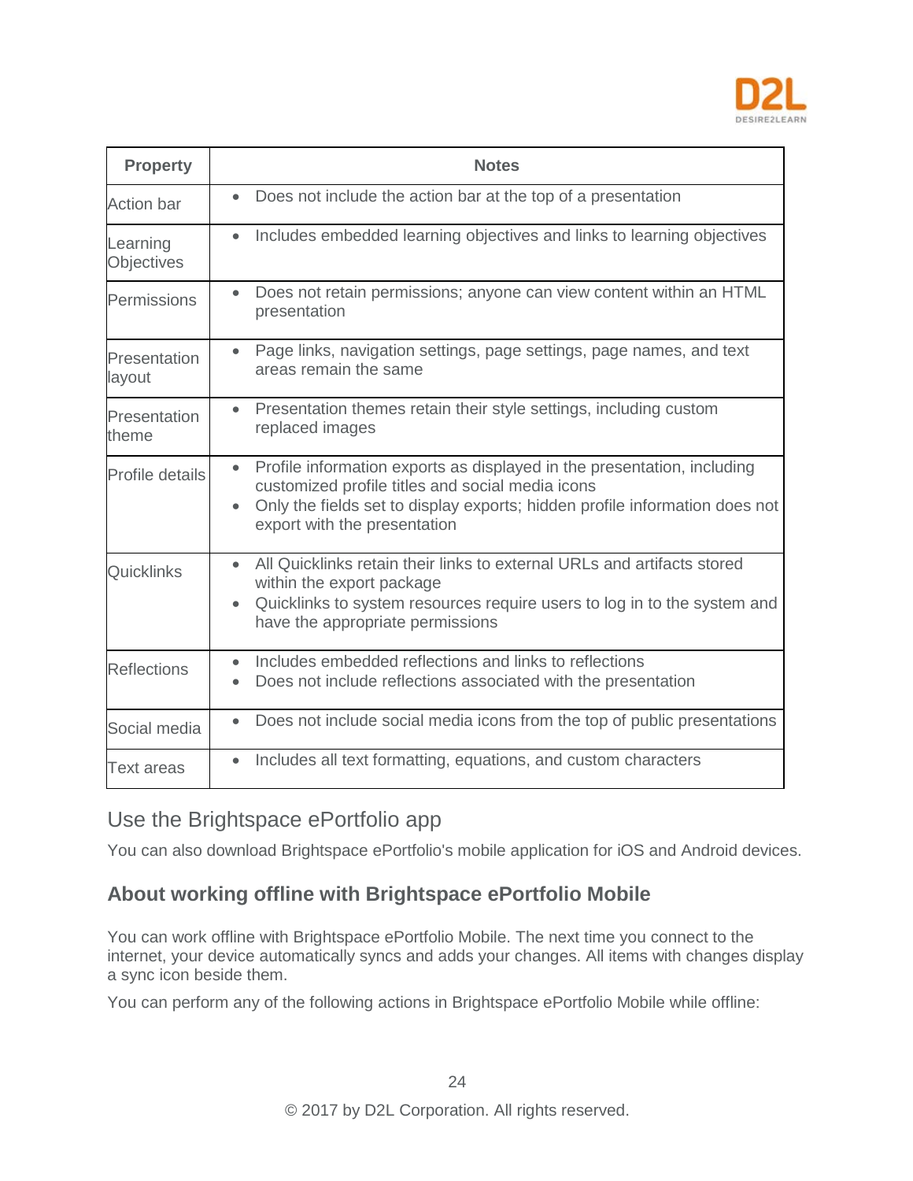| Property | Notes |
|---|---|
| Action bar | • Does not include the action bar at the top of a presentation |
| Learning Objectives | • Includes embedded learning objectives and links to learning objectives |
| Permissions | • Does not retain permissions; anyone can view content within an HTML presentation |
| Presentation layout | • Page links, navigation settings, page settings, page names, and text areas remain the same |
| Presentation theme | • Presentation themes retain their style settings, including custom replaced images |
| Profile details | • Profile information exports as displayed in the presentation, including customized profile titles and social media icons<br>• Only the fields set to display exports; hidden profile information does not export with the presentation |
| Quicklinks | • All Quicklinks retain their links to external URLs and artifacts stored within the export package<br>• Quicklinks to system resources require users to log in to the system and have the appropriate permissions |
| Reflections | • Includes embedded reflections and links to reflections<br>• Does not include reflections associated with the presentation |
| Social media | • Does not include social media icons from the top of public presentations |
| Text areas | • Includes all text formatting, equations, and custom characters |

## Use the Brightspace ePortfolio app

You can also download Brightspace ePortfolio's mobile application for iOS and Android devices.

### About working offline with Brightspace ePortfolio Mobile

You can work offline with Brightspace ePortfolio Mobile. The next time you connect to the internet, your device automatically syncs and adds your changes. All items with changes display a sync icon beside them.

You can perform any of the following actions in Brightspace ePortfolio Mobile while offline: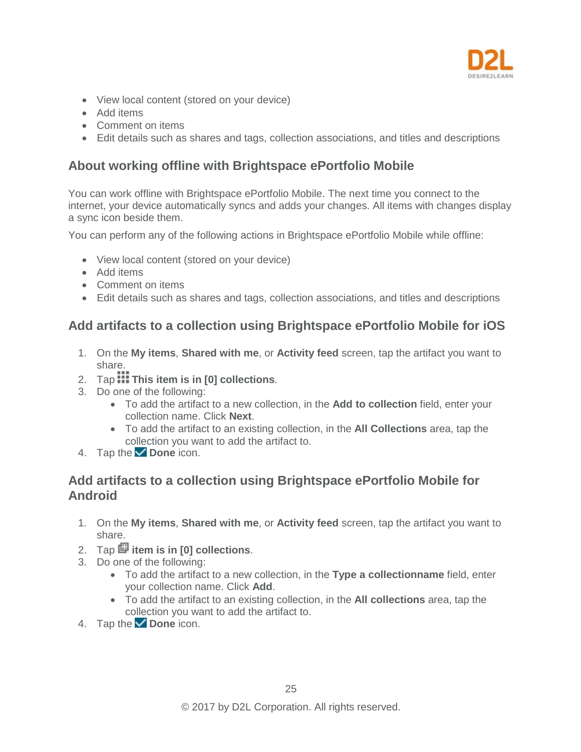- View local content (stored on your device)
- Add items
- Comment on items
- Edit details such as shares and tags, collection associations, and titles and descriptions

## About working offline with Brightspace ePortfolio Mobile

You can work offline with Brightspace ePortfolio Mobile. The next time you connect to the internet, your device automatically syncs and adds your changes. All items with changes display a sync icon beside them.

You can perform any of the following actions in Brightspace ePortfolio Mobile while offline:

- View local content (stored on your device)
- Add items
- Comment on items
- Edit details such as shares and tags, collection associations, and titles and descriptions

## Add artifacts to a collection using Brightspace ePortfolio Mobile for iOS

1. On the **My items**, **Shared with me**, or **Activity feed** screen, tap the artifact you want to share.
2. Tap **This item is in [0] collections**.
3. Do one of the following:
   - To add the artifact to a new collection, in the **Add to collection** field, enter your collection name. Click **Next**.
   - To add the artifact to an existing collection, in the **All Collections** area, tap the collection you want to add the artifact to.
4. Tap the **Done** icon.

## Add artifacts to a collection using Brightspace ePortfolio Mobile for Android

1. On the **My items**, **Shared with me**, or **Activity feed** screen, tap the artifact you want to share.
2. Tap **item is in [0] collections**.
3. Do one of the following:
   - To add the artifact to a new collection, in the **Type a collectionname** field, enter your collection name. Click **Add**.
   - To add the artifact to an existing collection, in the **All collections** area, tap the collection you want to add the artifact to.
4. Tap the **Done** icon.

© 2017 by D2L Corporation. All rights reserved.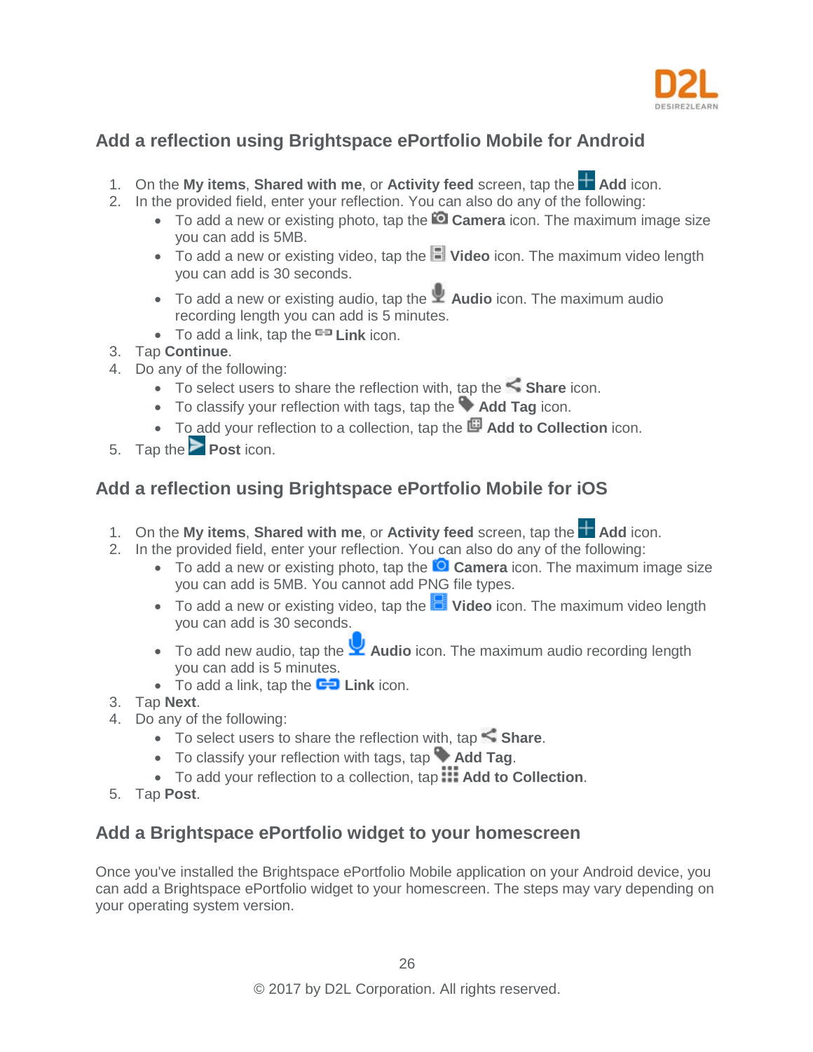## Add a reflection using Brightspace ePortfolio Mobile for Android

1. On the **My items**, **Shared with me**, or **Activity feed** screen, tap the **Add** icon.
2. In the provided field, enter your reflection. You can also do any of the following:
   - To add a new or existing photo, tap the **Camera** icon. The maximum image size you can add is 5MB.
   - To add a new or existing video, tap the **Video** icon. The maximum video length you can add is 30 seconds.
   - To add a new or existing audio, tap the **Audio** icon. The maximum audio recording length you can add is 5 minutes.
   - To add a link, tap the **Link** icon.
3. Tap **Continue**.
4. Do any of the following:
   - To select users to share the reflection with, tap the **Share** icon.
   - To classify your reflection with tags, tap the **Add Tag** icon.
   - To add your reflection to a collection, tap the **Add to Collection** icon.
5. Tap the **Post** icon.

## Add a reflection using Brightspace ePortfolio Mobile for iOS

1. On the **My items**, **Shared with me**, or **Activity feed** screen, tap the **Add** icon.
2. In the provided field, enter your reflection. You can also do any of the following:
   - To add a new or existing photo, tap the **Camera** icon. The maximum image size you can add is 5MB. You cannot add PNG file types.
   - To add a new or existing video, tap the **Video** icon. The maximum video length you can add is 30 seconds.
   - To add new audio, tap the **Audio** icon. The maximum audio recording length you can add is 5 minutes.
   - To add a link, tap the **Link** icon.
3. Tap **Next**.
4. Do any of the following:
   - To select users to share the reflection with, tap **Share**.
   - To classify your reflection with tags, tap **Add Tag**.
   - To add your reflection to a collection, tap **Add to Collection**.
5. Tap **Post**.

## Add a Brightspace ePortfolio widget to your homescreen

Once you've installed the Brightspace ePortfolio Mobile application on your Android device, you can add a Brightspace ePortfolio widget to your homescreen. The steps may vary depending on your operating system version.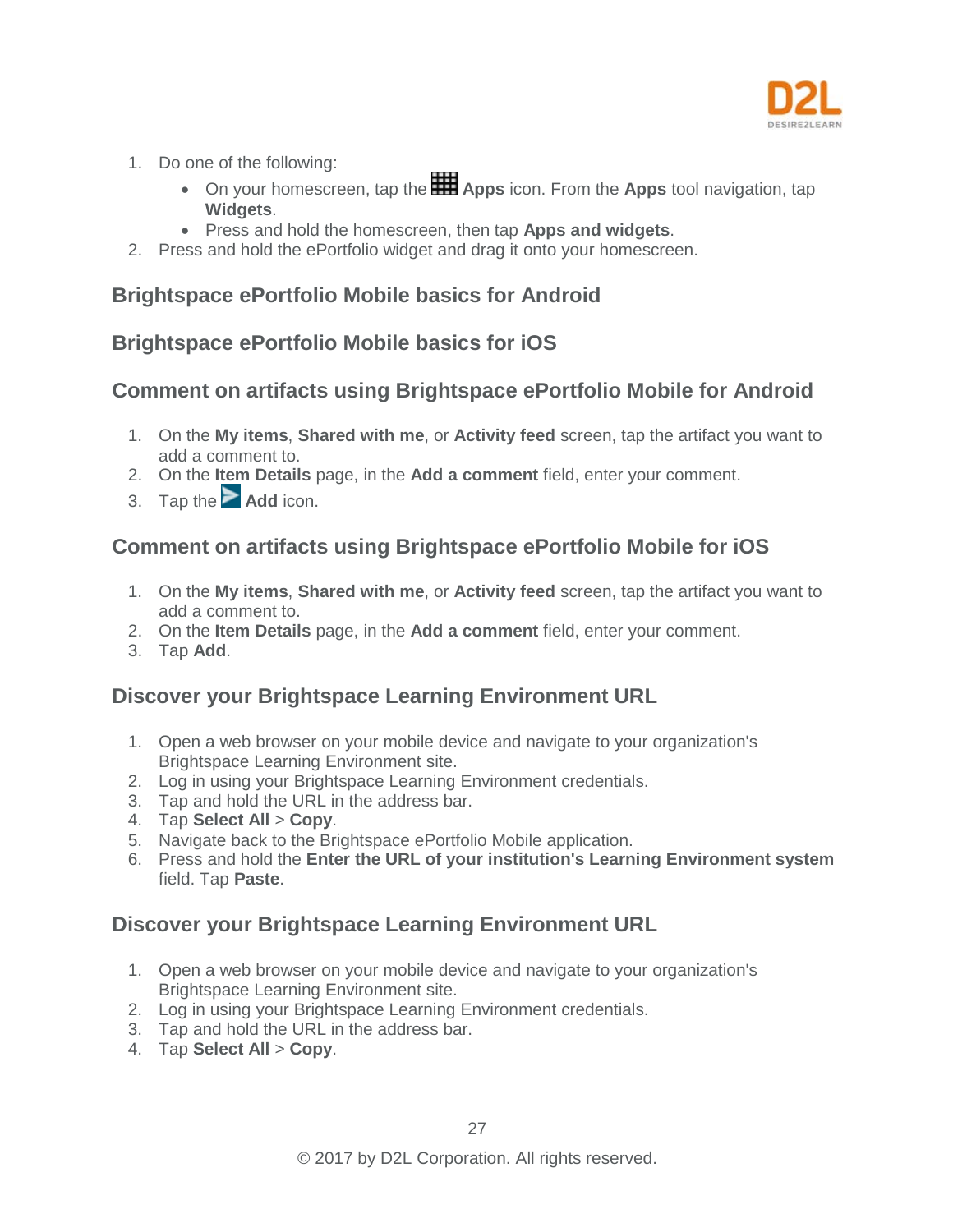1. Do one of the following:
   - On your homescreen, tap the **Apps** icon. From the **Apps** tool navigation, tap **Widgets**.
   - Press and hold the homescreen, then tap **Apps and widgets**.
2. Press and hold the ePortfolio widget and drag it onto your homescreen.

### Brightspace ePortfolio Mobile basics for Android

### Brightspace ePortfolio Mobile basics for iOS

### Comment on artifacts using Brightspace ePortfolio Mobile for Android

1. On the **My items**, **Shared with me**, or **Activity feed** screen, tap the artifact you want to add a comment to.
2. On the **Item Details** page, in the **Add a comment** field, enter your comment.
3. Tap the **Add** icon.

### Comment on artifacts using Brightspace ePortfolio Mobile for iOS

1. On the **My items**, **Shared with me**, or **Activity feed** screen, tap the artifact you want to add a comment to.
2. On the **Item Details** page, in the **Add a comment** field, enter your comment.
3. Tap **Add**.

### Discover your Brightspace Learning Environment URL

1. Open a web browser on your mobile device and navigate to your organization's Brightspace Learning Environment site.
2. Log in using your Brightspace Learning Environment credentials.
3. Tap and hold the URL in the address bar.
4. Tap **Select All** > **Copy**.
5. Navigate back to the Brightspace ePortfolio Mobile application.
6. Press and hold the **Enter the URL of your institution's Learning Environment system** field. Tap **Paste**.

### Discover your Brightspace Learning Environment URL

1. Open a web browser on your mobile device and navigate to your organization's Brightspace Learning Environment site.
2. Log in using your Brightspace Learning Environment credentials.
3. Tap and hold the URL in the address bar.
4. Tap **Select All** > **Copy**.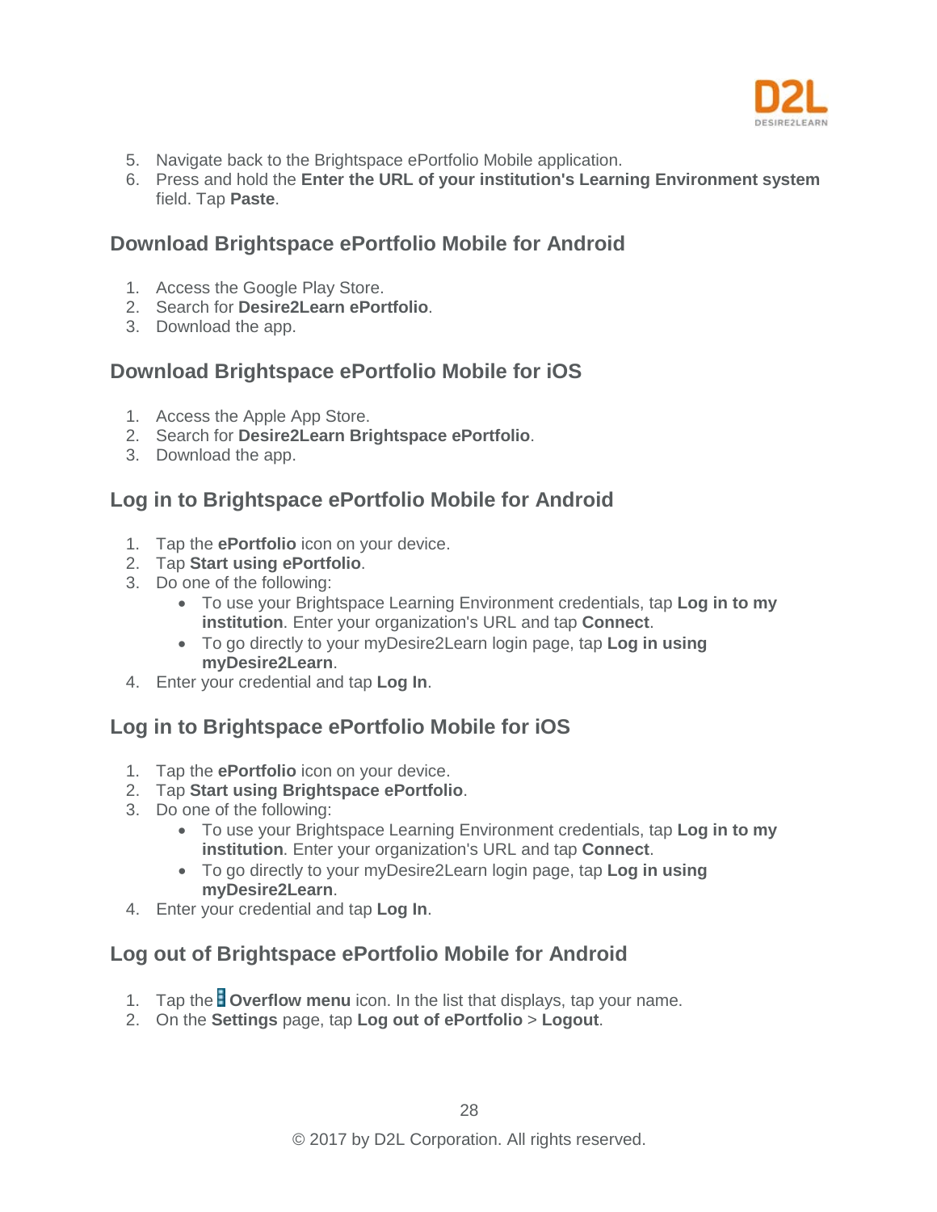5. Navigate back to the Brightspace ePortfolio Mobile application.
6. Press and hold the **Enter the URL of your institution's Learning Environment system** field. Tap **Paste**.

## Download Brightspace ePortfolio Mobile for Android

1. Access the Google Play Store.
2. Search for **Desire2Learn ePortfolio**.
3. Download the app.

## Download Brightspace ePortfolio Mobile for iOS

1. Access the Apple App Store.
2. Search for **Desire2Learn Brightspace ePortfolio**.
3. Download the app.

## Log in to Brightspace ePortfolio Mobile for Android

1. Tap the **ePortfolio** icon on your device.
2. Tap **Start using ePortfolio**.
3. Do one of the following:
    - To use your Brightspace Learning Environment credentials, tap **Log in to my institution**. Enter your organization's URL and tap **Connect**.
    - To go directly to your myDesire2Learn login page, tap **Log in using myDesire2Learn**.
4. Enter your credential and tap **Log In**.

## Log in to Brightspace ePortfolio Mobile for iOS

1. Tap the **ePortfolio** icon on your device.
2. Tap **Start using Brightspace ePortfolio**.
3. Do one of the following:
    - To use your Brightspace Learning Environment credentials, tap **Log in to my institution**. Enter your organization's URL and tap **Connect**.
    - To go directly to your myDesire2Learn login page, tap **Log in using myDesire2Learn**.
4. Enter your credential and tap **Log In**.

## Log out of Brightspace ePortfolio Mobile for Android

1. Tap the **Overflow menu** icon. In the list that displays, tap your name.
2. On the **Settings** page, tap **Log out of ePortfolio** > **Logout**.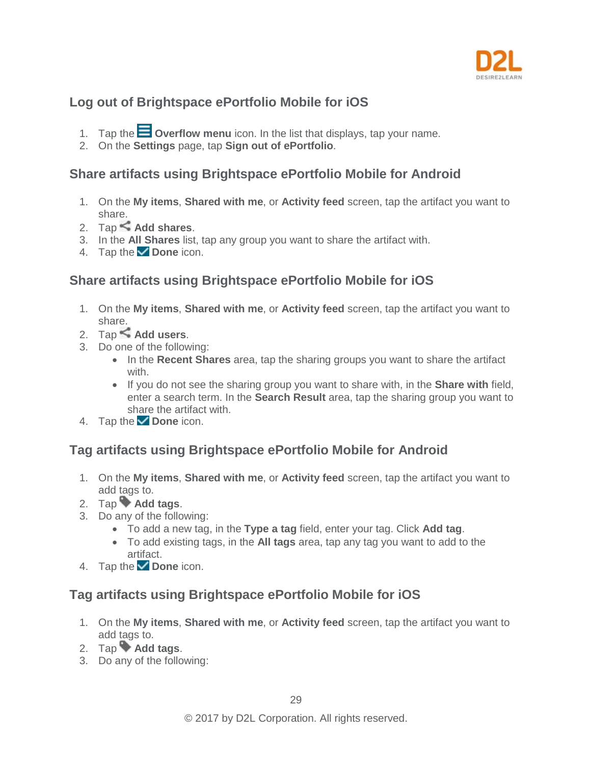## Log out of Brightspace ePortfolio Mobile for iOS

1. Tap the **Overflow menu** icon. In the list that displays, tap your name.
2. On the **Settings** page, tap **Sign out of ePortfolio**.

## Share artifacts using Brightspace ePortfolio Mobile for Android

1. On the **My items**, **Shared with me**, or **Activity feed** screen, tap the artifact you want to share.
2. Tap **Add shares**.
3. In the **All Shares** list, tap any group you want to share the artifact with.
4. Tap the **Done** icon.

## Share artifacts using Brightspace ePortfolio Mobile for iOS

1. On the **My items**, **Shared with me**, or **Activity feed** screen, tap the artifact you want to share.
2. Tap **Add users**.
3. Do one of the following:
   - In the **Recent Shares** area, tap the sharing groups you want to share the artifact with.
   - If you do not see the sharing group you want to share with, in the **Share with** field, enter a search term. In the **Search Result** area, tap the sharing group you want to share the artifact with.
4. Tap the **Done** icon.

## Tag artifacts using Brightspace ePortfolio Mobile for Android

1. On the **My items**, **Shared with me**, or **Activity feed** screen, tap the artifact you want to add tags to.
2. Tap **Add tags**.
3. Do any of the following:
   - To add a new tag, in the **Type a tag** field, enter your tag. Click **Add tag**.
   - To add existing tags, in the **All tags** area, tap any tag you want to add to the artifact.
4. Tap the **Done** icon.

## Tag artifacts using Brightspace ePortfolio Mobile for iOS

1. On the **My items**, **Shared with me**, or **Activity feed** screen, tap the artifact you want to add tags to.
2. Tap **Add tags**.
3. Do any of the following: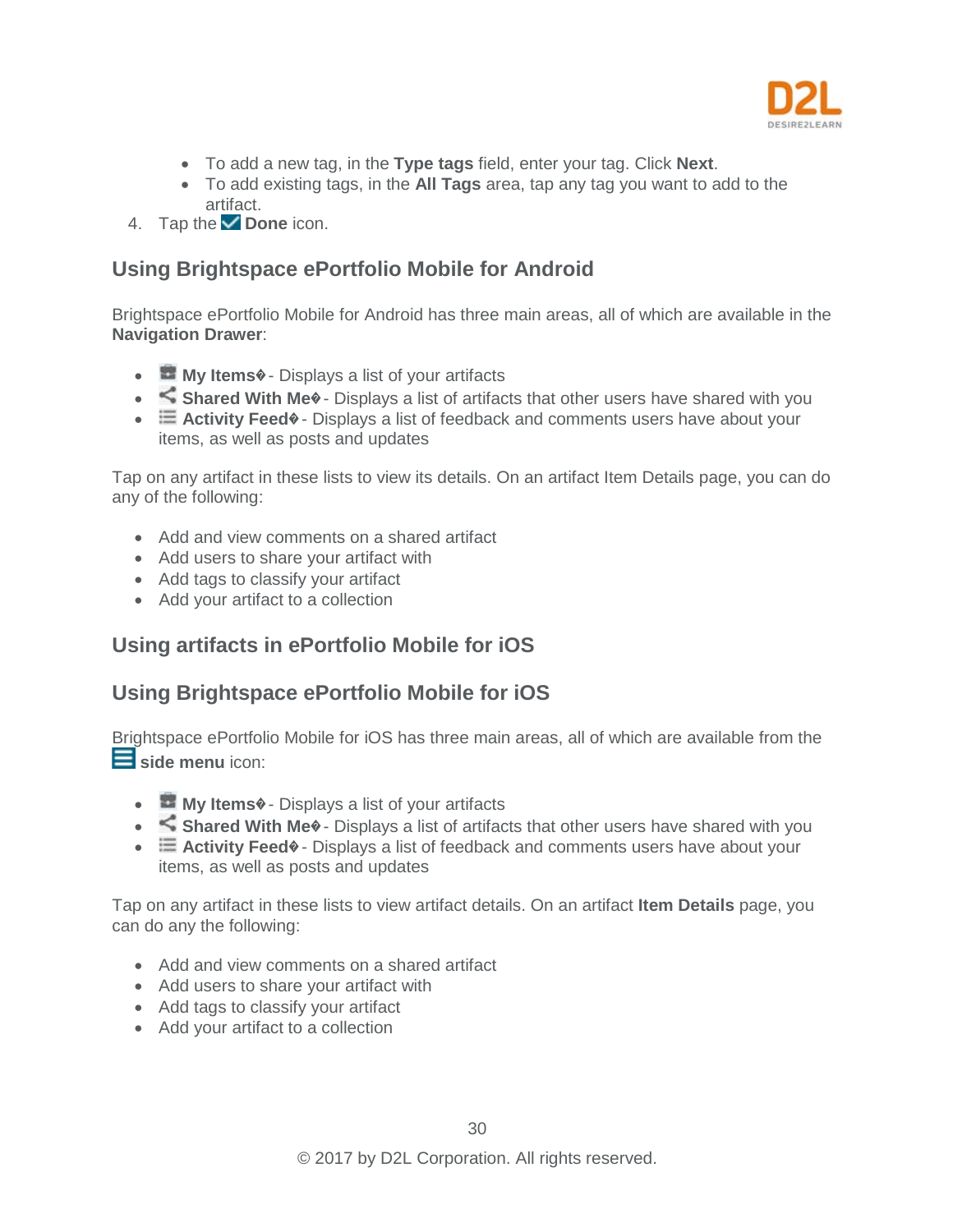- To add a new tag, in the **Type tags** field, enter your tag. Click **Next**.
- To add existing tags, in the **All Tags** area, tap any tag you want to add to the artifact.

4. Tap the **Done** icon.

## Using Brightspace ePortfolio Mobile for Android

Brightspace ePortfolio Mobile for Android has three main areas, all of which are available in the **Navigation Drawer**:

- **My Items�** - Displays a list of your artifacts
- **Shared With Me�** - Displays a list of artifacts that other users have shared with you
- **Activity Feed�** - Displays a list of feedback and comments users have about your items, as well as posts and updates

Tap on any artifact in these lists to view its details. On an artifact Item Details page, you can do any of the following:

- Add and view comments on a shared artifact
- Add users to share your artifact with
- Add tags to classify your artifact
- Add your artifact to a collection

## Using artifacts in ePortfolio Mobile for iOS

## Using Brightspace ePortfolio Mobile for iOS

Brightspace ePortfolio Mobile for iOS has three main areas, all of which are available from the **side menu** icon:

- **My Items�** - Displays a list of your artifacts
- **Shared With Me�** - Displays a list of artifacts that other users have shared with you
- **Activity Feed�** - Displays a list of feedback and comments users have about your items, as well as posts and updates

Tap on any artifact in these lists to view artifact details. On an artifact **Item Details** page, you can do any the following:

- Add and view comments on a shared artifact
- Add users to share your artifact with
- Add tags to classify your artifact
- Add your artifact to a collection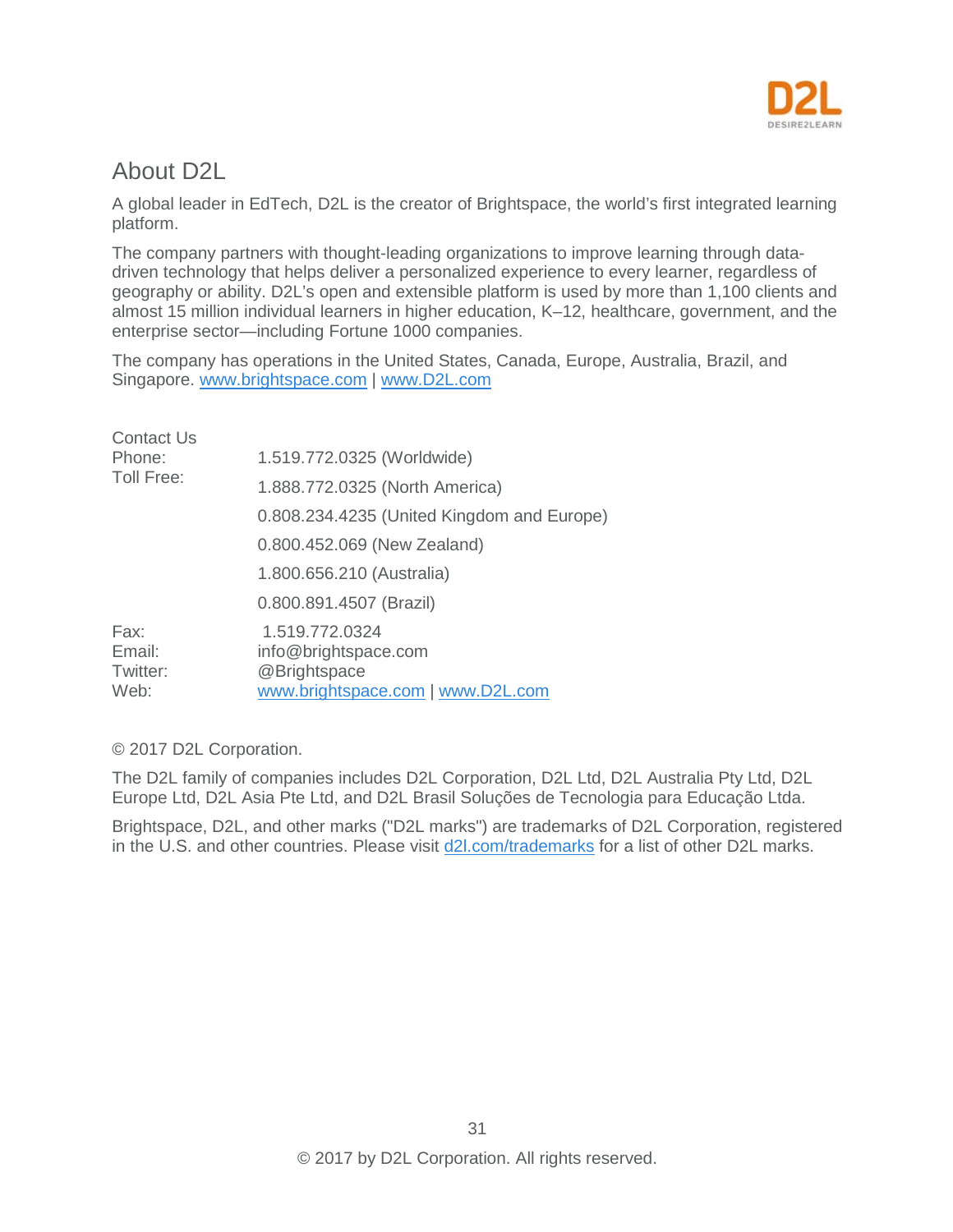## About D2L

A global leader in EdTech, D2L is the creator of Brightspace, the world's first integrated learning platform.

The company partners with thought-leading organizations to improve learning through data-driven technology that helps deliver a personalized experience to every learner, regardless of geography or ability. D2L's open and extensible platform is used by more than 1,100 clients and almost 15 million individual learners in higher education, K–12, healthcare, government, and the enterprise sector—including Fortune 1000 companies.

The company has operations in the United States, Canada, Europe, Australia, Brazil, and Singapore. www.brightspace.com | www.D2L.com

Contact Us

| | |
|---|---|
| Phone: | 1.519.772.0325 (Worldwide) |
| Toll Free: | 1.888.772.0325 (North America) |
| | 0.808.234.4235 (United Kingdom and Europe) |
| | 0.800.452.069 (New Zealand) |
| | 1.800.656.210 (Australia) |
| | 0.800.891.4507 (Brazil) |
| Fax: | 1.519.772.0324 |
| Email: | info@brightspace.com |
| Twitter: | @Brightspace |
| Web: | www.brightspace.com \| www.D2L.com |

© 2017 D2L Corporation.

The D2L family of companies includes D2L Corporation, D2L Ltd, D2L Australia Pty Ltd, D2L Europe Ltd, D2L Asia Pte Ltd, and D2L Brasil Soluções de Tecnologia para Educação Ltda.

Brightspace, D2L, and other marks ("D2L marks") are trademarks of D2L Corporation, registered in the U.S. and other countries. Please visit d2l.com/trademarks for a list of other D2L marks.